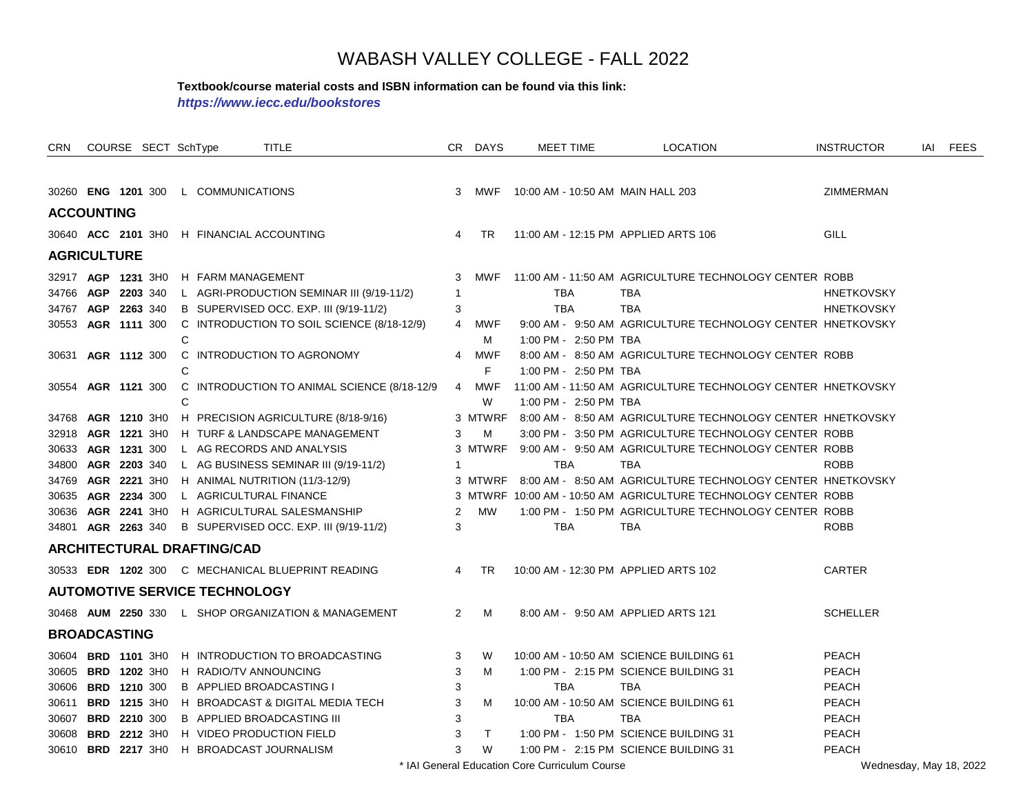# WABASH VALLEY COLLEGE - FALL 2022

**Textbook/course material costs and ISBN information can be found via this link:**
***https://www.iecc.edu/bookstores***

| CRN | COURSE | | SECT | SchType | TITLE | CR | DAYS | MEET TIME | LOCATION | INSTRUCTOR | IAI | FEES |
|---|---|---|---|---|---|---|---|---|---|---|---|---|
| 30260 | **ENG** | **1201** | 300 | L | COMMUNICATIONS | 3 | MWF | 10:00 AM - 10:50 AM | MAIN HALL 203 | ZIMMERMAN | | |
| **ACCOUNTING** | | | | | | | | | | | | |
| 30640 | **ACC** | **2101** | 3H0 | H | FINANCIAL ACCOUNTING | 4 | TR | 11:00 AM - 12:15 PM | APPLIED ARTS 106 | GILL | | |
| **AGRICULTURE** | | | | | | | | | | | | |
| 32917 | **AGP** | **1231** | 3H0 | H | FARM MANAGEMENT | 3 | MWF | 11:00 AM - 11:50 AM | AGRICULTURE TECHNOLOGY CENTER | ROBB | | |
| 34766 | **AGP** | **2203** | 340 | L | AGRI-PRODUCTION SEMINAR III (9/19-11/2) | 1 | | TBA | TBA | HNETKOVSKY | | |
| 34767 | **AGP** | **2263** | 340 | B | SUPERVISED OCC. EXP. III (9/19-11/2) | 3 | | TBA | TBA | HNETKOVSKY | | |
| 30553 | **AGR** | **1111** | 300 | C | INTRODUCTION TO SOIL SCIENCE (8/18-12/9) | 4 | MWF | 9:00 AM - 9:50 AM | AGRICULTURE TECHNOLOGY CENTER | HNETKOVSKY | | |
| | | | | C | | | M | 1:00 PM - 2:50 PM | TBA | | | |
| 30631 | **AGR** | **1112** | 300 | C | INTRODUCTION TO AGRONOMY | 4 | MWF | 8:00 AM - 8:50 AM | AGRICULTURE TECHNOLOGY CENTER | ROBB | | |
| | | | | C | | | F | 1:00 PM - 2:50 PM | TBA | | | |
| 30554 | **AGR** | **1121** | 300 | C | INTRODUCTION TO ANIMAL SCIENCE (8/18-12/9 | 4 | MWF | 11:00 AM - 11:50 AM | AGRICULTURE TECHNOLOGY CENTER | HNETKOVSKY | | |
| | | | | C | | | W | 1:00 PM - 2:50 PM | TBA | | | |
| 34768 | **AGR** | **1210** | 3H0 | H | PRECISION AGRICULTURE (8/18-9/16) | 3 | MTWRF | 8:00 AM - 8:50 AM | AGRICULTURE TECHNOLOGY CENTER | HNETKOVSKY | | |
| 32918 | **AGR** | **1221** | 3H0 | H | TURF & LANDSCAPE MANAGEMENT | 3 | M | 3:00 PM - 3:50 PM | AGRICULTURE TECHNOLOGY CENTER | ROBB | | |
| 30633 | **AGR** | **1231** | 300 | L | AG RECORDS AND ANALYSIS | 3 | MTWRF | 9:00 AM - 9:50 AM | AGRICULTURE TECHNOLOGY CENTER | ROBB | | |
| 34800 | **AGR** | **2203** | 340 | L | AG BUSINESS SEMINAR III (9/19-11/2) | 1 | | TBA | TBA | ROBB | | |
| 34769 | **AGR** | **2221** | 3H0 | H | ANIMAL NUTRITION (11/3-12/9) | 3 | MTWRF | 8:00 AM - 8:50 AM | AGRICULTURE TECHNOLOGY CENTER | HNETKOVSKY | | |
| 30635 | **AGR** | **2234** | 300 | L | AGRICULTURAL FINANCE | 3 | MTWRF | 10:00 AM - 10:50 AM | AGRICULTURE TECHNOLOGY CENTER | ROBB | | |
| 30636 | **AGR** | **2241** | 3H0 | H | AGRICULTURAL SALESMANSHIP | 2 | MW | 1:00 PM - 1:50 PM | AGRICULTURE TECHNOLOGY CENTER | ROBB | | |
| 34801 | **AGR** | **2263** | 340 | B | SUPERVISED OCC. EXP. III (9/19-11/2) | 3 | | TBA | TBA | ROBB | | |
| **ARCHITECTURAL DRAFTING/CAD** | | | | | | | | | | | | |
| 30533 | **EDR** | **1202** | 300 | C | MECHANICAL BLUEPRINT READING | 4 | TR | 10:00 AM - 12:30 PM | APPLIED ARTS 102 | CARTER | | |
| **AUTOMOTIVE SERVICE TECHNOLOGY** | | | | | | | | | | | | |
| 30468 | **AUM** | **2250** | 330 | L | SHOP ORGANIZATION & MANAGEMENT | 2 | M | 8:00 AM - 9:50 AM | APPLIED ARTS 121 | SCHELLER | | |
| **BROADCASTING** | | | | | | | | | | | | |
| 30604 | **BRD** | **1101** | 3H0 | H | INTRODUCTION TO BROADCASTING | 3 | W | 10:00 AM - 10:50 AM | SCIENCE BUILDING 61 | PEACH | | |
| 30605 | **BRD** | **1202** | 3H0 | H | RADIO/TV ANNOUNCING | 3 | M | 1:00 PM - 2:15 PM | SCIENCE BUILDING 31 | PEACH | | |
| 30606 | **BRD** | **1210** | 300 | B | APPLIED BROADCASTING I | 3 | | TBA | TBA | PEACH | | |
| 30611 | **BRD** | **1215** | 3H0 | H | BROADCAST & DIGITAL MEDIA TECH | 3 | M | 10:00 AM - 10:50 AM | SCIENCE BUILDING 61 | PEACH | | |
| 30607 | **BRD** | **2210** | 300 | B | APPLIED BROADCASTING III | 3 | | TBA | TBA | PEACH | | |
| 30608 | **BRD** | **2212** | 3H0 | H | VIDEO PRODUCTION FIELD | 3 | T | 1:00 PM - 1:50 PM | SCIENCE BUILDING 31 | PEACH | | |
| 30610 | **BRD** | **2217** | 3H0 | H | BROADCAST JOURNALISM | 3 | W | 1:00 PM - 2:15 PM | SCIENCE BUILDING 31 | PEACH | | |

\* IAI General Education Core Curriculum Course

Wednesday, May 18, 2022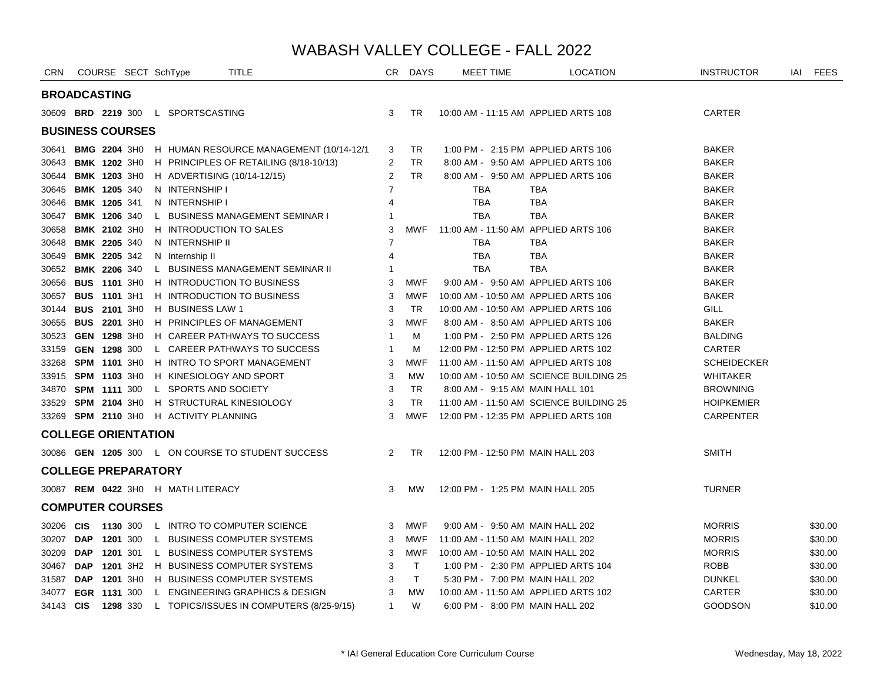# WABASH VALLEY COLLEGE - FALL 2022

| CRN | COURSE | SECT | SchType | TITLE | CR | DAYS | MEET TIME | LOCATION | INSTRUCTOR | IAI | FEES |
|---|---|---|---|---|---|---|---|---|---|---|---|
| **BROADCASTING** | | | | | | | | | | | |
| 30609 | **BRD 2219** | 300 | L | SPORTSCASTING | 3 | TR | 10:00 AM - 11:15 AM | APPLIED ARTS 108 | CARTER | | |
| **BUSINESS COURSES** | | | | | | | | | | | |
| 30641 | **BMG 2204** | 3H0 | H | HUMAN RESOURCE MANAGEMENT (10/14-12/1 | 3 | TR | 1:00 PM - 2:15 PM | APPLIED ARTS 106 | BAKER | | |
| 30643 | **BMK 1202** | 3H0 | H | PRINCIPLES OF RETAILING (8/18-10/13) | 2 | TR | 8:00 AM - 9:50 AM | APPLIED ARTS 106 | BAKER | | |
| 30644 | **BMK 1203** | 3H0 | H | ADVERTISING (10/14-12/15) | 2 | TR | 8:00 AM - 9:50 AM | APPLIED ARTS 106 | BAKER | | |
| 30645 | **BMK 1205** | 340 | N | INTERNSHIP I | 7 | | TBA | TBA | BAKER | | |
| 30646 | **BMK 1205** | 341 | N | INTERNSHIP I | 4 | | TBA | TBA | BAKER | | |
| 30647 | **BMK 1206** | 340 | L | BUSINESS MANAGEMENT SEMINAR I | 1 | | TBA | TBA | BAKER | | |
| 30658 | **BMK 2102** | 3H0 | H | INTRODUCTION TO SALES | 3 | MWF | 11:00 AM - 11:50 AM | APPLIED ARTS 106 | BAKER | | |
| 30648 | **BMK 2205** | 340 | N | INTERNSHIP II | 7 | | TBA | TBA | BAKER | | |
| 30649 | **BMK 2205** | 342 | N | Internship II | 4 | | TBA | TBA | BAKER | | |
| 30652 | **BMK 2206** | 340 | L | BUSINESS MANAGEMENT SEMINAR II | 1 | | TBA | TBA | BAKER | | |
| 30656 | **BUS 1101** | 3H0 | H | INTRODUCTION TO BUSINESS | 3 | MWF | 9:00 AM - 9:50 AM | APPLIED ARTS 106 | BAKER | | |
| 30657 | **BUS 1101** | 3H1 | H | INTRODUCTION TO BUSINESS | 3 | MWF | 10:00 AM - 10:50 AM | APPLIED ARTS 106 | BAKER | | |
| 30144 | **BUS 2101** | 3H0 | H | BUSINESS LAW 1 | 3 | TR | 10:00 AM - 10:50 AM | APPLIED ARTS 106 | GILL | | |
| 30655 | **BUS 2201** | 3H0 | H | PRINCIPLES OF MANAGEMENT | 3 | MWF | 8:00 AM - 8:50 AM | APPLIED ARTS 106 | BAKER | | |
| 30523 | **GEN 1298** | 3H0 | H | CAREER PATHWAYS TO SUCCESS | 1 | M | 1:00 PM - 2:50 PM | APPLIED ARTS 126 | BALDING | | |
| 33159 | **GEN 1298** | 300 | L | CAREER PATHWAYS TO SUCCESS | 1 | M | 12:00 PM - 12:50 PM | APPLIED ARTS 102 | CARTER | | |
| 33268 | **SPM 1101** | 3H0 | H | INTRO TO SPORT MANAGEMENT | 3 | MWF | 11:00 AM - 11:50 AM | APPLIED ARTS 108 | SCHEIDECKER | | |
| 33915 | **SPM 1103** | 3H0 | H | KINESIOLOGY AND SPORT | 3 | MW | 10:00 AM - 10:50 AM | SCIENCE BUILDING 25 | WHITAKER | | |
| 34870 | **SPM 1111** | 300 | L | SPORTS AND SOCIETY | 3 | TR | 8:00 AM - 9:15 AM | MAIN HALL 101 | BROWNING | | |
| 33529 | **SPM 2104** | 3H0 | H | STRUCTURAL KINESIOLOGY | 3 | TR | 11:00 AM - 11:50 AM | SCIENCE BUILDING 25 | HOIPKEMIER | | |
| 33269 | **SPM 2110** | 3H0 | H | ACTIVITY PLANNING | 3 | MWF | 12:00 PM - 12:35 PM | APPLIED ARTS 108 | CARPENTER | | |
| **COLLEGE ORIENTATION** | | | | | | | | | | | |
| 30086 | **GEN 1205** | 300 | L | ON COURSE TO STUDENT SUCCESS | 2 | TR | 12:00 PM - 12:50 PM | MAIN HALL 203 | SMITH | | |
| **COLLEGE PREPARATORY** | | | | | | | | | | | |
| 30087 | **REM 0422** | 3H0 | H | MATH LITERACY | 3 | MW | 12:00 PM - 1:25 PM | MAIN HALL 205 | TURNER | | |
| **COMPUTER COURSES** | | | | | | | | | | | |
| 30206 | **CIS 1130** | 300 | L | INTRO TO COMPUTER SCIENCE | 3 | MWF | 9:00 AM - 9:50 AM | MAIN HALL 202 | MORRIS | | $30.00 |
| 30207 | **DAP 1201** | 300 | L | BUSINESS COMPUTER SYSTEMS | 3 | MWF | 11:00 AM - 11:50 AM | MAIN HALL 202 | MORRIS | | $30.00 |
| 30209 | **DAP 1201** | 301 | L | BUSINESS COMPUTER SYSTEMS | 3 | MWF | 10:00 AM - 10:50 AM | MAIN HALL 202 | MORRIS | | $30.00 |
| 30467 | **DAP 1201** | 3H2 | H | BUSINESS COMPUTER SYSTEMS | 3 | T | 1:00 PM - 2:30 PM | APPLIED ARTS 104 | ROBB | | $30.00 |
| 31587 | **DAP 1201** | 3H0 | H | BUSINESS COMPUTER SYSTEMS | 3 | T | 5:30 PM - 7:00 PM | MAIN HALL 202 | DUNKEL | | $30.00 |
| 34077 | **EGR 1131** | 300 | L | ENGINEERING GRAPHICS & DESIGN | 3 | MW | 10:00 AM - 11:50 AM | APPLIED ARTS 102 | CARTER | | $30.00 |
| 34143 | **CIS 1298** | 330 | L | TOPICS/ISSUES IN COMPUTERS (8/25-9/15) | 1 | W | 6:00 PM - 8:00 PM | MAIN HALL 202 | GOODSON | | $10.00 |

\* IAI General Education Core Curriculum Course

Wednesday, May 18, 2022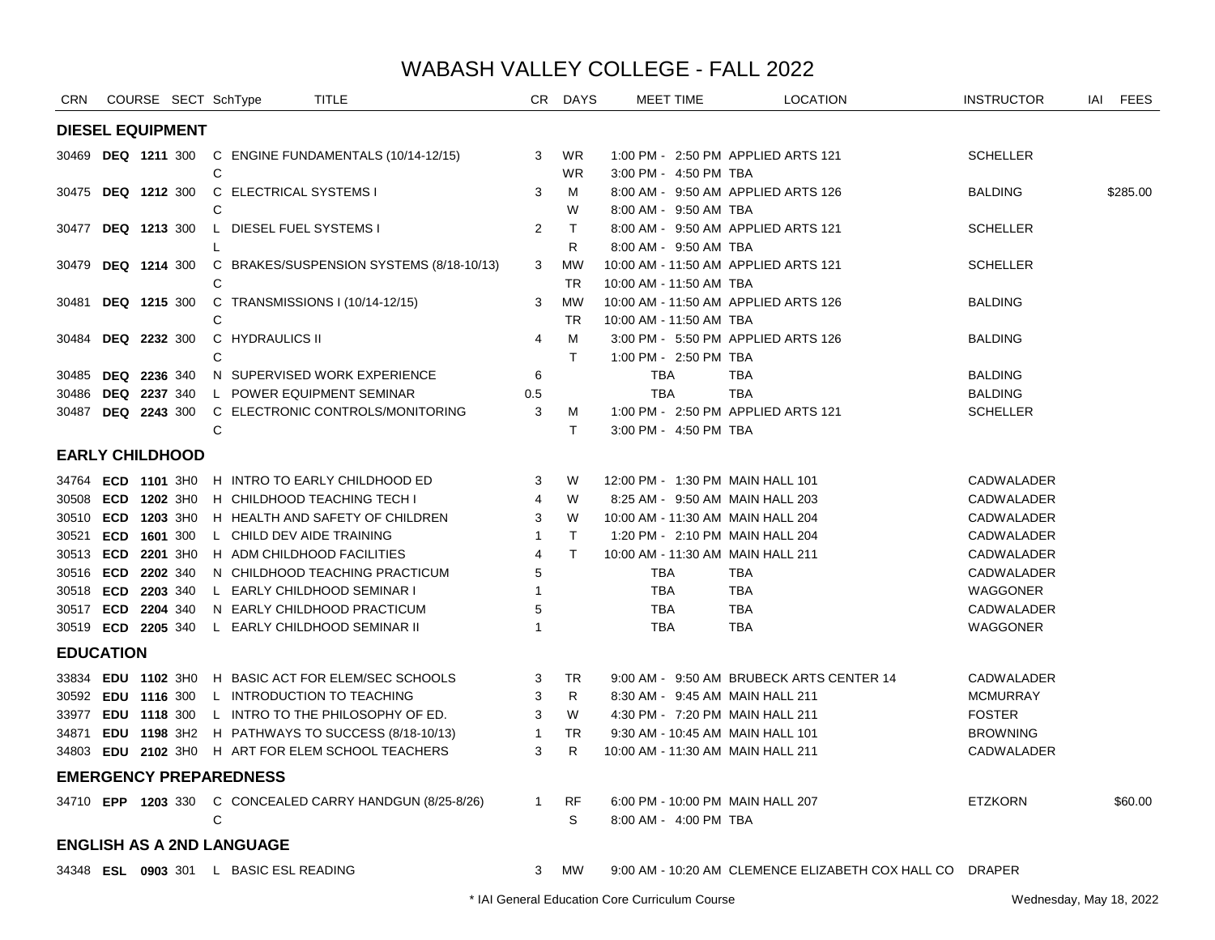# WABASH VALLEY COLLEGE - FALL 2022

| CRN | COURSE | SECT | SchType | TITLE | CR | DAYS | MEET TIME | LOCATION | INSTRUCTOR | IAI | FEES |
|---|---|---|---|---|---|---|---|---|---|---|---|
| **DIESEL EQUIPMENT** | | | | | | | | | | | |
| 30469 | **DEQ 1211** | 300 | C | ENGINE FUNDAMENTALS (10/14-12/15) | 3 | WR | 1:00 PM - 2:50 PM | APPLIED ARTS 121 | SCHELLER | | |
| | | | C | | | WR | 3:00 PM - 4:50 PM | TBA | | | |
| 30475 | **DEQ 1212** | 300 | C | ELECTRICAL SYSTEMS I | 3 | M | 8:00 AM - 9:50 AM | APPLIED ARTS 126 | BALDING | | $285.00 |
| | | | C | | | W | 8:00 AM - 9:50 AM | TBA | | | |
| 30477 | **DEQ 1213** | 300 | L | DIESEL FUEL SYSTEMS I | 2 | T | 8:00 AM - 9:50 AM | APPLIED ARTS 121 | SCHELLER | | |
| | | | L | | | R | 8:00 AM - 9:50 AM | TBA | | | |
| 30479 | **DEQ 1214** | 300 | C | BRAKES/SUSPENSION SYSTEMS (8/18-10/13) | 3 | MW | 10:00 AM - 11:50 AM | APPLIED ARTS 121 | SCHELLER | | |
| | | | C | | | TR | 10:00 AM - 11:50 AM | TBA | | | |
| 30481 | **DEQ 1215** | 300 | C | TRANSMISSIONS I (10/14-12/15) | 3 | MW | 10:00 AM - 11:50 AM | APPLIED ARTS 126 | BALDING | | |
| | | | C | | | TR | 10:00 AM - 11:50 AM | TBA | | | |
| 30484 | **DEQ 2232** | 300 | C | HYDRAULICS II | 4 | M | 3:00 PM - 5:50 PM | APPLIED ARTS 126 | BALDING | | |
| | | | C | | | T | 1:00 PM - 2:50 PM | TBA | | | |
| 30485 | **DEQ 2236** | 340 | N | SUPERVISED WORK EXPERIENCE | 6 | | TBA | TBA | BALDING | | |
| 30486 | **DEQ 2237** | 340 | L | POWER EQUIPMENT SEMINAR | 0.5 | | TBA | TBA | BALDING | | |
| 30487 | **DEQ 2243** | 300 | C | ELECTRONIC CONTROLS/MONITORING | 3 | M | 1:00 PM - 2:50 PM | APPLIED ARTS 121 | SCHELLER | | |
| | | | C | | | T | 3:00 PM - 4:50 PM | TBA | | | |
| **EARLY CHILDHOOD** | | | | | | | | | | | |
| 34764 | **ECD 1101** | 3H0 | H | INTRO TO EARLY CHILDHOOD ED | 3 | W | 12:00 PM - 1:30 PM | MAIN HALL 101 | CADWALADER | | |
| 30508 | **ECD 1202** | 3H0 | H | CHILDHOOD TEACHING TECH I | 4 | W | 8:25 AM - 9:50 AM | MAIN HALL 203 | CADWALADER | | |
| 30510 | **ECD 1203** | 3H0 | H | HEALTH AND SAFETY OF CHILDREN | 3 | W | 10:00 AM - 11:30 AM | MAIN HALL 204 | CADWALADER | | |
| 30521 | **ECD 1601** | 300 | L | CHILD DEV AIDE TRAINING | 1 | T | 1:20 PM - 2:10 PM | MAIN HALL 204 | CADWALADER | | |
| 30513 | **ECD 2201** | 3H0 | H | ADM CHILDHOOD FACILITIES | 4 | T | 10:00 AM - 11:30 AM | MAIN HALL 211 | CADWALADER | | |
| 30516 | **ECD 2202** | 340 | N | CHILDHOOD TEACHING PRACTICUM | 5 | | TBA | TBA | CADWALADER | | |
| 30518 | **ECD 2203** | 340 | L | EARLY CHILDHOOD SEMINAR I | 1 | | TBA | TBA | WAGGONER | | |
| 30517 | **ECD 2204** | 340 | N | EARLY CHILDHOOD PRACTICUM | 5 | | TBA | TBA | CADWALADER | | |
| 30519 | **ECD 2205** | 340 | L | EARLY CHILDHOOD SEMINAR II | 1 | | TBA | TBA | WAGGONER | | |
| **EDUCATION** | | | | | | | | | | | |
| 33834 | **EDU 1102** | 3H0 | H | BASIC ACT FOR ELEM/SEC SCHOOLS | 3 | TR | 9:00 AM - 9:50 AM | BRUBECK ARTS CENTER 14 | CADWALADER | | |
| 30592 | **EDU 1116** | 300 | L | INTRODUCTION TO TEACHING | 3 | R | 8:30 AM - 9:45 AM | MAIN HALL 211 | MCMURRAY | | |
| 33977 | **EDU 1118** | 300 | L | INTRO TO THE PHILOSOPHY OF ED. | 3 | W | 4:30 PM - 7:20 PM | MAIN HALL 211 | FOSTER | | |
| 34871 | **EDU 1198** | 3H2 | H | PATHWAYS TO SUCCESS (8/18-10/13) | 1 | TR | 9:30 AM - 10:45 AM | MAIN HALL 101 | BROWNING | | |
| 34803 | **EDU 2102** | 3H0 | H | ART FOR ELEM SCHOOL TEACHERS | 3 | R | 10:00 AM - 11:30 AM | MAIN HALL 211 | CADWALADER | | |
| **EMERGENCY PREPAREDNESS** | | | | | | | | | | | |
| 34710 | **EPP 1203** | 330 | C | CONCEALED CARRY HANDGUN (8/25-8/26) | 1 | RF | 6:00 PM - 10:00 PM | MAIN HALL 207 | ETZKORN | | $60.00 |
| | | | C | | | S | 8:00 AM - 4:00 PM | TBA | | | |
| **ENGLISH AS A 2ND LANGUAGE** | | | | | | | | | | | |
| 34348 | **ESL 0903** | 301 | L | BASIC ESL READING | 3 | MW | 9:00 AM - 10:20 AM | CLEMENCE ELIZABETH COX HALL CO | DRAPER | | |

\* IAI General Education Core Curriculum Course

Wednesday, May 18, 2022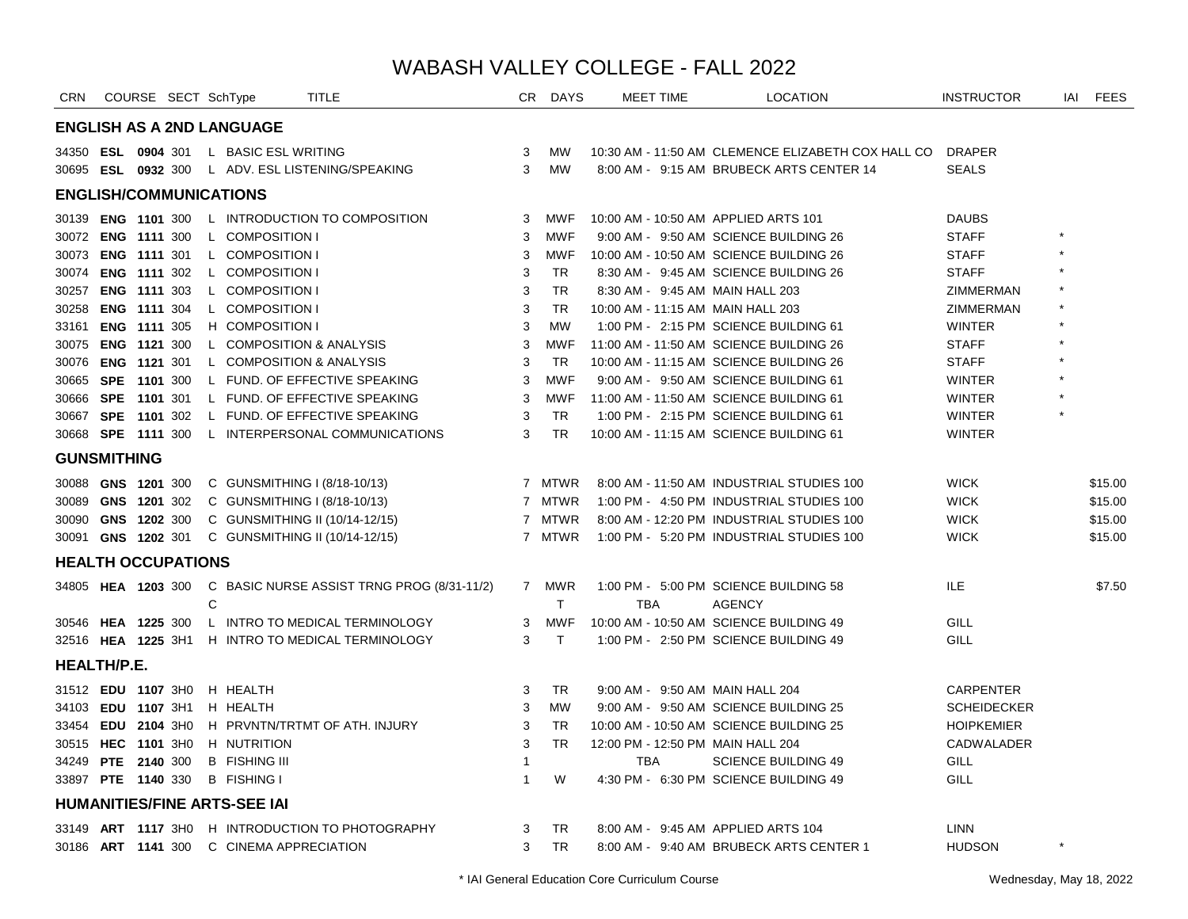# WABASH VALLEY COLLEGE - FALL 2022

| CRN | COURSE | SECT | SchType | TITLE | CR | DAYS | MEET TIME | LOCATION | INSTRUCTOR | IAI | FEES |
|---|---|---|---|---|---|---|---|---|---|---|---|
| **ENGLISH AS A 2ND LANGUAGE** | | | | | | | | | | | |
| 34350 | **ESL 0904** | 301 | L | BASIC ESL WRITING | 3 | MW | 10:30 AM - 11:50 AM | CLEMENCE ELIZABETH COX HALL CO | DRAPER | | |
| 30695 | **ESL 0932** | 300 | L | ADV. ESL LISTENING/SPEAKING | 3 | MW | 8:00 AM - 9:15 AM | BRUBECK ARTS CENTER 14 | SEALS | | |
| **ENGLISH/COMMUNICATIONS** | | | | | | | | | | | |
| 30139 | **ENG 1101** | 300 | L | INTRODUCTION TO COMPOSITION | 3 | MWF | 10:00 AM - 10:50 AM | APPLIED ARTS 101 | DAUBS | | |
| 30072 | **ENG 1111** | 300 | L | COMPOSITION I | 3 | MWF | 9:00 AM - 9:50 AM | SCIENCE BUILDING 26 | STAFF | * | |
| 30073 | **ENG 1111** | 301 | L | COMPOSITION I | 3 | MWF | 10:00 AM - 10:50 AM | SCIENCE BUILDING 26 | STAFF | * | |
| 30074 | **ENG 1111** | 302 | L | COMPOSITION I | 3 | TR | 8:30 AM - 9:45 AM | SCIENCE BUILDING 26 | STAFF | * | |
| 30257 | **ENG 1111** | 303 | L | COMPOSITION I | 3 | TR | 8:30 AM - 9:45 AM | MAIN HALL 203 | ZIMMERMAN | * | |
| 30258 | **ENG 1111** | 304 | L | COMPOSITION I | 3 | TR | 10:00 AM - 11:15 AM | MAIN HALL 203 | ZIMMERMAN | * | |
| 33161 | **ENG 1111** | 305 | H | COMPOSITION I | 3 | MW | 1:00 PM - 2:15 PM | SCIENCE BUILDING 61 | WINTER | * | |
| 30075 | **ENG 1121** | 300 | L | COMPOSITION & ANALYSIS | 3 | MWF | 11:00 AM - 11:50 AM | SCIENCE BUILDING 26 | STAFF | * | |
| 30076 | **ENG 1121** | 301 | L | COMPOSITION & ANALYSIS | 3 | TR | 10:00 AM - 11:15 AM | SCIENCE BUILDING 26 | STAFF | * | |
| 30665 | **SPE 1101** | 300 | L | FUND. OF EFFECTIVE SPEAKING | 3 | MWF | 9:00 AM - 9:50 AM | SCIENCE BUILDING 61 | WINTER | * | |
| 30666 | **SPE 1101** | 301 | L | FUND. OF EFFECTIVE SPEAKING | 3 | MWF | 11:00 AM - 11:50 AM | SCIENCE BUILDING 61 | WINTER | * | |
| 30667 | **SPE 1101** | 302 | L | FUND. OF EFFECTIVE SPEAKING | 3 | TR | 1:00 PM - 2:15 PM | SCIENCE BUILDING 61 | WINTER | * | |
| 30668 | **SPE 1111** | 300 | L | INTERPERSONAL COMMUNICATIONS | 3 | TR | 10:00 AM - 11:15 AM | SCIENCE BUILDING 61 | WINTER | | |
| **GUNSMITHING** | | | | | | | | | | | |
| 30088 | **GNS 1201** | 300 | C | GUNSMITHING I (8/18-10/13) | 7 | MTWR | 8:00 AM - 11:50 AM | INDUSTRIAL STUDIES 100 | WICK | | $15.00 |
| 30089 | **GNS 1201** | 302 | C | GUNSMITHING I (8/18-10/13) | 7 | MTWR | 1:00 PM - 4:50 PM | INDUSTRIAL STUDIES 100 | WICK | | $15.00 |
| 30090 | **GNS 1202** | 300 | C | GUNSMITHING II (10/14-12/15) | 7 | MTWR | 8:00 AM - 12:20 PM | INDUSTRIAL STUDIES 100 | WICK | | $15.00 |
| 30091 | **GNS 1202** | 301 | C | GUNSMITHING II (10/14-12/15) | 7 | MTWR | 1:00 PM - 5:20 PM | INDUSTRIAL STUDIES 100 | WICK | | $15.00 |
| **HEALTH OCCUPATIONS** | | | | | | | | | | | |
| 34805 | **HEA 1203** | 300 | C | BASIC NURSE ASSIST TRNG PROG (8/31-11/2) | 7 | MWR | 1:00 PM - 5:00 PM | SCIENCE BUILDING 58 | ILE | | $7.50 |
| | | | C | | | T | TBA | AGENCY | | | |
| 30546 | **HEA 1225** | 300 | L | INTRO TO MEDICAL TERMINOLOGY | 3 | MWF | 10:00 AM - 10:50 AM | SCIENCE BUILDING 49 | GILL | | |
| 32516 | **HEA 1225** | 3H1 | H | INTRO TO MEDICAL TERMINOLOGY | 3 | T | 1:00 PM - 2:50 PM | SCIENCE BUILDING 49 | GILL | | |
| **HEALTH/P.E.** | | | | | | | | | | | |
| 31512 | **EDU 1107** | 3H0 | H | HEALTH | 3 | TR | 9:00 AM - 9:50 AM | MAIN HALL 204 | CARPENTER | | |
| 34103 | **EDU 1107** | 3H1 | H | HEALTH | 3 | MW | 9:00 AM - 9:50 AM | SCIENCE BUILDING 25 | SCHEIDECKER | | |
| 33454 | **EDU 2104** | 3H0 | H | PRVNTN/TRTMT OF ATH. INJURY | 3 | TR | 10:00 AM - 10:50 AM | SCIENCE BUILDING 25 | HOIPKEMIER | | |
| 30515 | **HEC 1101** | 3H0 | H | NUTRITION | 3 | TR | 12:00 PM - 12:50 PM | MAIN HALL 204 | CADWALADER | | |
| 34249 | **PTE 2140** | 300 | B | FISHING III | 1 | | TBA | SCIENCE BUILDING 49 | GILL | | |
| 33897 | **PTE 1140** | 330 | B | FISHING I | 1 | W | 4:30 PM - 6:30 PM | SCIENCE BUILDING 49 | GILL | | |
| **HUMANITIES/FINE ARTS-SEE IAI** | | | | | | | | | | | |
| 33149 | **ART 1117** | 3H0 | H | INTRODUCTION TO PHOTOGRAPHY | 3 | TR | 8:00 AM - 9:45 AM | APPLIED ARTS 104 | LINN | | |
| 30186 | **ART 1141** | 300 | C | CINEMA APPRECIATION | 3 | TR | 8:00 AM - 9:40 AM | BRUBECK ARTS CENTER 1 | HUDSON | * | |

\* IAI General Education Core Curriculum Course

Wednesday, May 18, 2022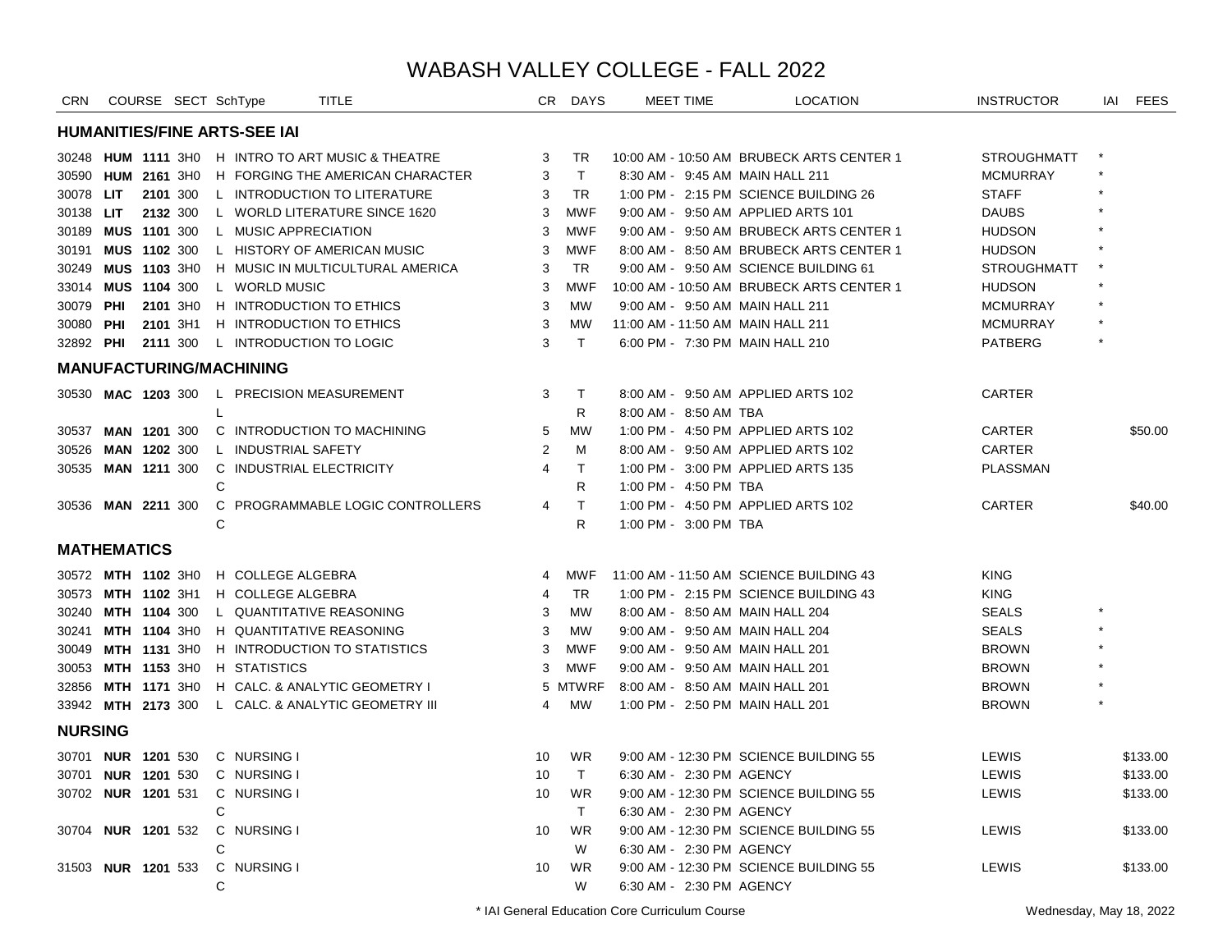# WABASH VALLEY COLLEGE - FALL 2022

| CRN | COURSE | | SECT | SchType | TITLE | CR | DAYS | MEET TIME | LOCATION | INSTRUCTOR | IAI | FEES |
|---|---|---|---|---|---|---|---|---|---|---|---|---|
| **HUMANITIES/FINE ARTS-SEE IAI** | | | | | | | | | | | | |
| 30248 | **HUM** | **1111** | 3H0 | H | INTRO TO ART MUSIC & THEATRE | 3 | TR | 10:00 AM - 10:50 AM | BRUBECK ARTS CENTER 1 | STROUGHMATT | * | |
| 30590 | **HUM** | **2161** | 3H0 | H | FORGING THE AMERICAN CHARACTER | 3 | T | 8:30 AM - 9:45 AM | MAIN HALL 211 | MCMURRAY | * | |
| 30078 | **LIT** | **2101** | 300 | L | INTRODUCTION TO LITERATURE | 3 | TR | 1:00 PM - 2:15 PM | SCIENCE BUILDING 26 | STAFF | * | |
| 30138 | **LIT** | **2132** | 300 | L | WORLD LITERATURE SINCE 1620 | 3 | MWF | 9:00 AM - 9:50 AM | APPLIED ARTS 101 | DAUBS | * | |
| 30189 | **MUS** | **1101** | 300 | L | MUSIC APPRECIATION | 3 | MWF | 9:00 AM - 9:50 AM | BRUBECK ARTS CENTER 1 | HUDSON | * | |
| 30191 | **MUS** | **1102** | 300 | L | HISTORY OF AMERICAN MUSIC | 3 | MWF | 8:00 AM - 8:50 AM | BRUBECK ARTS CENTER 1 | HUDSON | * | |
| 30249 | **MUS** | **1103** | 3H0 | H | MUSIC IN MULTICULTURAL AMERICA | 3 | TR | 9:00 AM - 9:50 AM | SCIENCE BUILDING 61 | STROUGHMATT | * | |
| 33014 | **MUS** | **1104** | 300 | L | WORLD MUSIC | 3 | MWF | 10:00 AM - 10:50 AM | BRUBECK ARTS CENTER 1 | HUDSON | * | |
| 30079 | **PHI** | **2101** | 3H0 | H | INTRODUCTION TO ETHICS | 3 | MW | 9:00 AM - 9:50 AM | MAIN HALL 211 | MCMURRAY | * | |
| 30080 | **PHI** | **2101** | 3H1 | H | INTRODUCTION TO ETHICS | 3 | MW | 11:00 AM - 11:50 AM | MAIN HALL 211 | MCMURRAY | * | |
| 32892 | **PHI** | **2111** | 300 | L | INTRODUCTION TO LOGIC | 3 | T | 6:00 PM - 7:30 PM | MAIN HALL 210 | PATBERG | * | |
| **MANUFACTURING/MACHINING** | | | | | | | | | | | | |
| 30530 | **MAC** | **1203** | 300 | L | PRECISION MEASUREMENT | 3 | T | 8:00 AM - 9:50 AM | APPLIED ARTS 102 | CARTER | | |
| | | | | L | | | R | 8:00 AM - 8:50 AM | TBA | | | |
| 30537 | **MAN** | **1201** | 300 | C | INTRODUCTION TO MACHINING | 5 | MW | 1:00 PM - 4:50 PM | APPLIED ARTS 102 | CARTER | | $50.00 |
| 30526 | **MAN** | **1202** | 300 | L | INDUSTRIAL SAFETY | 2 | M | 8:00 AM - 9:50 AM | APPLIED ARTS 102 | CARTER | | |
| 30535 | **MAN** | **1211** | 300 | C | INDUSTRIAL ELECTRICITY | 4 | T | 1:00 PM - 3:00 PM | APPLIED ARTS 135 | PLASSMAN | | |
| | | | | C | | | R | 1:00 PM - 4:50 PM | TBA | | | |
| 30536 | **MAN** | **2211** | 300 | C | PROGRAMMABLE LOGIC CONTROLLERS | 4 | T | 1:00 PM - 4:50 PM | APPLIED ARTS 102 | CARTER | | $40.00 |
| | | | | C | | | R | 1:00 PM - 3:00 PM | TBA | | | |
| **MATHEMATICS** | | | | | | | | | | | | |
| 30572 | **MTH** | **1102** | 3H0 | H | COLLEGE ALGEBRA | 4 | MWF | 11:00 AM - 11:50 AM | SCIENCE BUILDING 43 | KING | | |
| 30573 | **MTH** | **1102** | 3H1 | H | COLLEGE ALGEBRA | 4 | TR | 1:00 PM - 2:15 PM | SCIENCE BUILDING 43 | KING | | |
| 30240 | **MTH** | **1104** | 300 | L | QUANTITATIVE REASONING | 3 | MW | 8:00 AM - 8:50 AM | MAIN HALL 204 | SEALS | * | |
| 30241 | **MTH** | **1104** | 3H0 | H | QUANTITATIVE REASONING | 3 | MW | 9:00 AM - 9:50 AM | MAIN HALL 204 | SEALS | * | |
| 30049 | **MTH** | **1131** | 3H0 | H | INTRODUCTION TO STATISTICS | 3 | MWF | 9:00 AM - 9:50 AM | MAIN HALL 201 | BROWN | * | |
| 30053 | **MTH** | **1153** | 3H0 | H | STATISTICS | 3 | MWF | 9:00 AM - 9:50 AM | MAIN HALL 201 | BROWN | * | |
| 32856 | **MTH** | **1171** | 3H0 | H | CALC. & ANALYTIC GEOMETRY I | 5 | MTWRF | 8:00 AM - 8:50 AM | MAIN HALL 201 | BROWN | * | |
| 33942 | **MTH** | **2173** | 300 | L | CALC. & ANALYTIC GEOMETRY III | 4 | MW | 1:00 PM - 2:50 PM | MAIN HALL 201 | BROWN | * | |
| **NURSING** | | | | | | | | | | | | |
| 30701 | **NUR** | **1201** | 530 | C | NURSING I | 10 | WR | 9:00 AM - 12:30 PM | SCIENCE BUILDING 55 | LEWIS | | $133.00 |
| 30701 | **NUR** | **1201** | 530 | C | NURSING I | 10 | T | 6:30 AM - 2:30 PM | AGENCY | LEWIS | | $133.00 |
| 30702 | **NUR** | **1201** | 531 | C | NURSING I | 10 | WR | 9:00 AM - 12:30 PM | SCIENCE BUILDING 55 | LEWIS | | $133.00 |
| | | | | C | | | T | 6:30 AM - 2:30 PM | AGENCY | | | |
| 30704 | **NUR** | **1201** | 532 | C | NURSING I | 10 | WR | 9:00 AM - 12:30 PM | SCIENCE BUILDING 55 | LEWIS | | $133.00 |
| | | | | C | | | W | 6:30 AM - 2:30 PM | AGENCY | | | |
| 31503 | **NUR** | **1201** | 533 | C | NURSING I | 10 | WR | 9:00 AM - 12:30 PM | SCIENCE BUILDING 55 | LEWIS | | $133.00 |
| | | | | C | | | W | 6:30 AM - 2:30 PM | AGENCY | | | |

\* IAI General Education Core Curriculum Course

Wednesday, May 18, 2022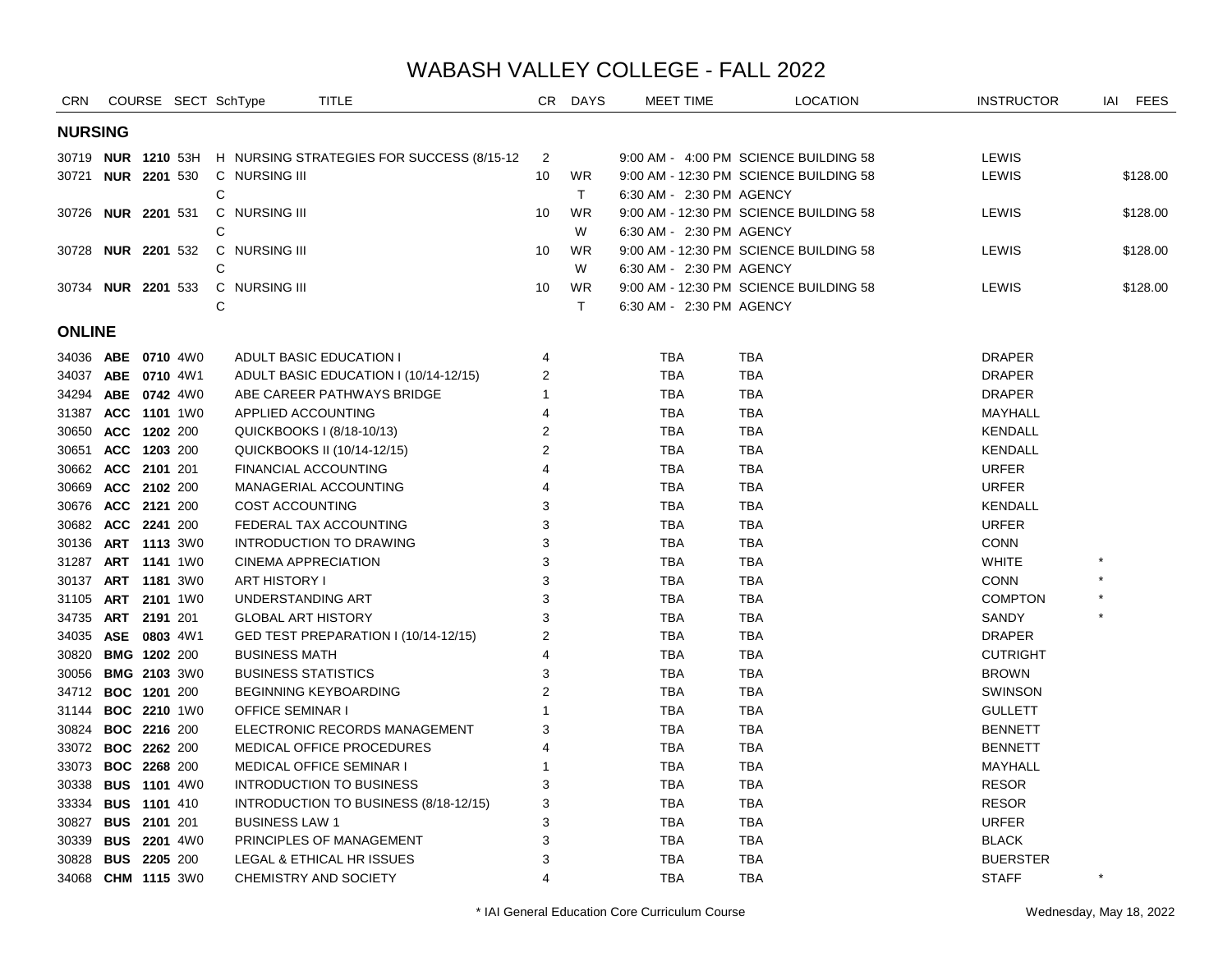# WABASH VALLEY COLLEGE - FALL 2022

| CRN | COURSE | | SECT | SchType | TITLE | CR | DAYS | MEET TIME | LOCATION | INSTRUCTOR | IAI | FEES |
|---|---|---|---|---|---|---|---|---|---|---|---|---|
| **NURSING** | | | | | | | | | | | | |
| 30719 | **NUR** | **1210** | 53H | H | NURSING STRATEGIES FOR SUCCESS (8/15-12 | 2 | | 9:00 AM - 4:00 PM | SCIENCE BUILDING 58 | LEWIS | | |
| 30721 | **NUR** | **2201** | 530 | C | NURSING III | 10 | WR | 9:00 AM - 12:30 PM | SCIENCE BUILDING 58 | LEWIS | | $128.00 |
| | | | | C | | | T | 6:30 AM - 2:30 PM | AGENCY | | | |
| 30726 | **NUR** | **2201** | 531 | C | NURSING III | 10 | WR | 9:00 AM - 12:30 PM | SCIENCE BUILDING 58 | LEWIS | | $128.00 |
| | | | | C | | | W | 6:30 AM - 2:30 PM | AGENCY | | | |
| 30728 | **NUR** | **2201** | 532 | C | NURSING III | 10 | WR | 9:00 AM - 12:30 PM | SCIENCE BUILDING 58 | LEWIS | | $128.00 |
| | | | | C | | | W | 6:30 AM - 2:30 PM | AGENCY | | | |
| 30734 | **NUR** | **2201** | 533 | C | NURSING III | 10 | WR | 9:00 AM - 12:30 PM | SCIENCE BUILDING 58 | LEWIS | | $128.00 |
| | | | | C | | | T | 6:30 AM - 2:30 PM | AGENCY | | | |
| **ONLINE** | | | | | | | | | | | | |
| 34036 | **ABE** | **0710** | 4W0 | | ADULT BASIC EDUCATION I | 4 | | TBA | TBA | DRAPER | | |
| 34037 | **ABE** | **0710** | 4W1 | | ADULT BASIC EDUCATION I (10/14-12/15) | 2 | | TBA | TBA | DRAPER | | |
| 34294 | **ABE** | **0742** | 4W0 | | ABE CAREER PATHWAYS BRIDGE | 1 | | TBA | TBA | DRAPER | | |
| 31387 | **ACC** | **1101** | 1W0 | | APPLIED ACCOUNTING | 4 | | TBA | TBA | MAYHALL | | |
| 30650 | **ACC** | **1202** | 200 | | QUICKBOOKS I (8/18-10/13) | 2 | | TBA | TBA | KENDALL | | |
| 30651 | **ACC** | **1203** | 200 | | QUICKBOOKS II (10/14-12/15) | 2 | | TBA | TBA | KENDALL | | |
| 30662 | **ACC** | **2101** | 201 | | FINANCIAL ACCOUNTING | 4 | | TBA | TBA | URFER | | |
| 30669 | **ACC** | **2102** | 200 | | MANAGERIAL ACCOUNTING | 4 | | TBA | TBA | URFER | | |
| 30676 | **ACC** | **2121** | 200 | | COST ACCOUNTING | 3 | | TBA | TBA | KENDALL | | |
| 30682 | **ACC** | **2241** | 200 | | FEDERAL TAX ACCOUNTING | 3 | | TBA | TBA | URFER | | |
| 30136 | **ART** | **1113** | 3W0 | | INTRODUCTION TO DRAWING | 3 | | TBA | TBA | CONN | | |
| 31287 | **ART** | **1141** | 1W0 | | CINEMA APPRECIATION | 3 | | TBA | TBA | WHITE | * | |
| 30137 | **ART** | **1181** | 3W0 | | ART HISTORY I | 3 | | TBA | TBA | CONN | * | |
| 31105 | **ART** | **2101** | 1W0 | | UNDERSTANDING ART | 3 | | TBA | TBA | COMPTON | * | |
| 34735 | **ART** | **2191** | 201 | | GLOBAL ART HISTORY | 3 | | TBA | TBA | SANDY | * | |
| 34035 | **ASE** | **0803** | 4W1 | | GED TEST PREPARATION I (10/14-12/15) | 2 | | TBA | TBA | DRAPER | | |
| 30820 | **BMG** | **1202** | 200 | | BUSINESS MATH | 4 | | TBA | TBA | CUTRIGHT | | |
| 30056 | **BMG** | **2103** | 3W0 | | BUSINESS STATISTICS | 3 | | TBA | TBA | BROWN | | |
| 34712 | **BOC** | **1201** | 200 | | BEGINNING KEYBOARDING | 2 | | TBA | TBA | SWINSON | | |
| 31144 | **BOC** | **2210** | 1W0 | | OFFICE SEMINAR I | 1 | | TBA | TBA | GULLETT | | |
| 30824 | **BOC** | **2216** | 200 | | ELECTRONIC RECORDS MANAGEMENT | 3 | | TBA | TBA | BENNETT | | |
| 33072 | **BOC** | **2262** | 200 | | MEDICAL OFFICE PROCEDURES | 4 | | TBA | TBA | BENNETT | | |
| 33073 | **BOC** | **2268** | 200 | | MEDICAL OFFICE SEMINAR I | 1 | | TBA | TBA | MAYHALL | | |
| 30338 | **BUS** | **1101** | 4W0 | | INTRODUCTION TO BUSINESS | 3 | | TBA | TBA | RESOR | | |
| 33334 | **BUS** | **1101** | 410 | | INTRODUCTION TO BUSINESS (8/18-12/15) | 3 | | TBA | TBA | RESOR | | |
| 30827 | **BUS** | **2101** | 201 | | BUSINESS LAW 1 | 3 | | TBA | TBA | URFER | | |
| 30339 | **BUS** | **2201** | 4W0 | | PRINCIPLES OF MANAGEMENT | 3 | | TBA | TBA | BLACK | | |
| 30828 | **BUS** | **2205** | 200 | | LEGAL & ETHICAL HR ISSUES | 3 | | TBA | TBA | BUERSTER | | |
| 34068 | **CHM** | **1115** | 3W0 | | CHEMISTRY AND SOCIETY | 4 | | TBA | TBA | STAFF | * | |

\* IAI General Education Core Curriculum Course

Wednesday, May 18, 2022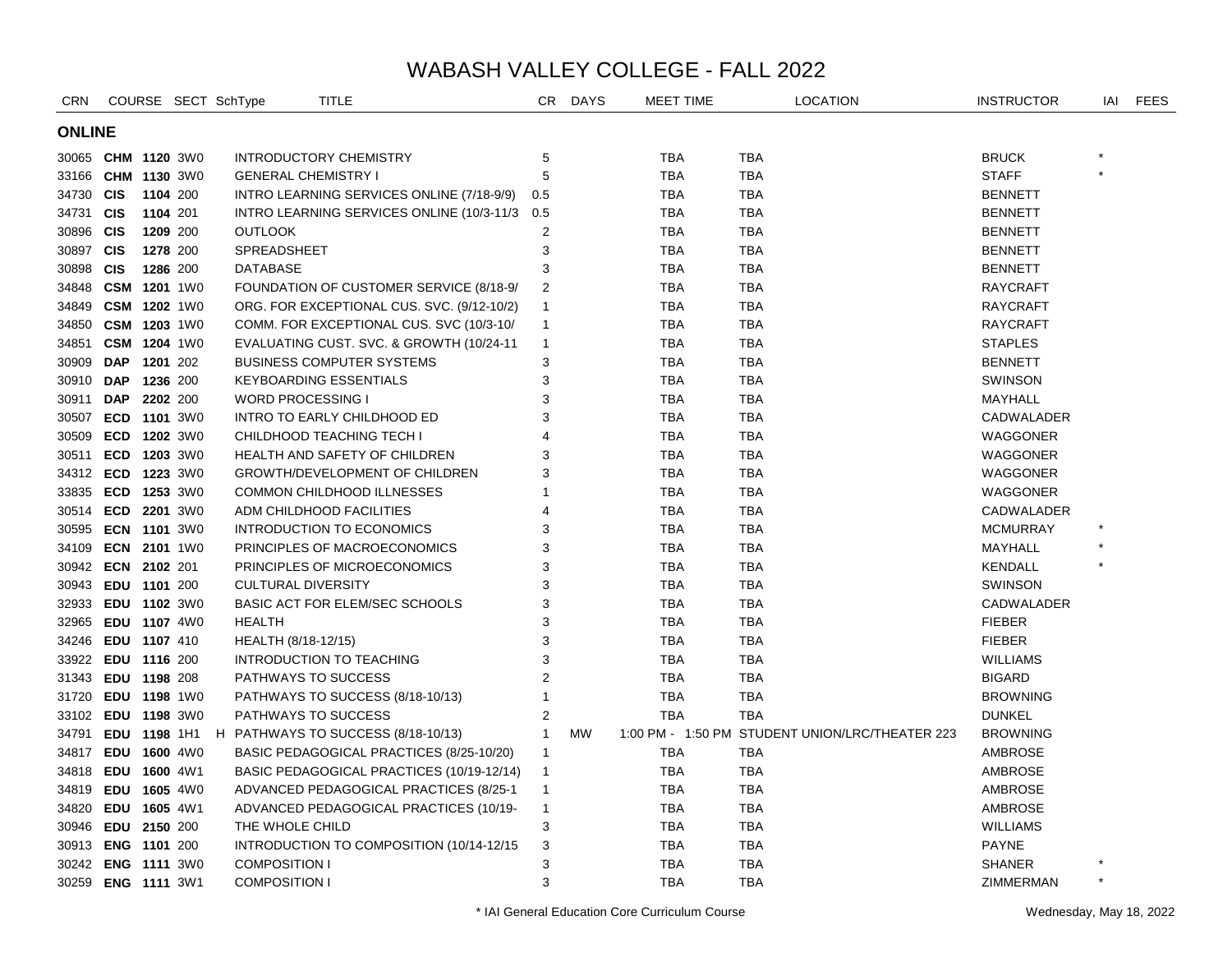# WABASH VALLEY COLLEGE - FALL 2022

| CRN | COURSE | | SECT | SchType | TITLE | CR | DAYS | MEET TIME | LOCATION | INSTRUCTOR | IAI | FEES |
|---|---|---|---|---|---|---|---|---|---|---|---|---|
| **ONLINE** | | | | | | | | | | | | |
| 30065 | **CHM** | **1120** | 3W0 | | INTRODUCTORY CHEMISTRY | 5 | | TBA | TBA | BRUCK | * | |
| 33166 | **CHM** | **1130** | 3W0 | | GENERAL CHEMISTRY I | 5 | | TBA | TBA | STAFF | * | |
| 34730 | **CIS** | **1104** | 200 | | INTRO LEARNING SERVICES ONLINE (7/18-9/9) | 0.5 | | TBA | TBA | BENNETT | | |
| 34731 | **CIS** | **1104** | 201 | | INTRO LEARNING SERVICES ONLINE (10/3-11/3 | 0.5 | | TBA | TBA | BENNETT | | |
| 30896 | **CIS** | **1209** | 200 | | OUTLOOK | 2 | | TBA | TBA | BENNETT | | |
| 30897 | **CIS** | **1278** | 200 | | SPREADSHEET | 3 | | TBA | TBA | BENNETT | | |
| 30898 | **CIS** | **1286** | 200 | | DATABASE | 3 | | TBA | TBA | BENNETT | | |
| 34848 | **CSM** | **1201** | 1W0 | | FOUNDATION OF CUSTOMER SERVICE (8/18-9/ | 2 | | TBA | TBA | RAYCRAFT | | |
| 34849 | **CSM** | **1202** | 1W0 | | ORG. FOR EXCEPTIONAL CUS. SVC. (9/12-10/2) | 1 | | TBA | TBA | RAYCRAFT | | |
| 34850 | **CSM** | **1203** | 1W0 | | COMM. FOR EXCEPTIONAL CUS. SVC (10/3-10/ | 1 | | TBA | TBA | RAYCRAFT | | |
| 34851 | **CSM** | **1204** | 1W0 | | EVALUATING CUST. SVC. & GROWTH (10/24-11 | 1 | | TBA | TBA | STAPLES | | |
| 30909 | **DAP** | **1201** | 202 | | BUSINESS COMPUTER SYSTEMS | 3 | | TBA | TBA | BENNETT | | |
| 30910 | **DAP** | **1236** | 200 | | KEYBOARDING ESSENTIALS | 3 | | TBA | TBA | SWINSON | | |
| 30911 | **DAP** | **2202** | 200 | | WORD PROCESSING I | 3 | | TBA | TBA | MAYHALL | | |
| 30507 | **ECD** | **1101** | 3W0 | | INTRO TO EARLY CHILDHOOD ED | 3 | | TBA | TBA | CADWALADER | | |
| 30509 | **ECD** | **1202** | 3W0 | | CHILDHOOD TEACHING TECH I | 4 | | TBA | TBA | WAGGONER | | |
| 30511 | **ECD** | **1203** | 3W0 | | HEALTH AND SAFETY OF CHILDREN | 3 | | TBA | TBA | WAGGONER | | |
| 34312 | **ECD** | **1223** | 3W0 | | GROWTH/DEVELOPMENT OF CHILDREN | 3 | | TBA | TBA | WAGGONER | | |
| 33835 | **ECD** | **1253** | 3W0 | | COMMON CHILDHOOD ILLNESSES | 1 | | TBA | TBA | WAGGONER | | |
| 30514 | **ECD** | **2201** | 3W0 | | ADM CHILDHOOD FACILITIES | 4 | | TBA | TBA | CADWALADER | | |
| 30595 | **ECN** | **1101** | 3W0 | | INTRODUCTION TO ECONOMICS | 3 | | TBA | TBA | MCMURRAY | * | |
| 34109 | **ECN** | **2101** | 1W0 | | PRINCIPLES OF MACROECONOMICS | 3 | | TBA | TBA | MAYHALL | * | |
| 30942 | **ECN** | **2102** | 201 | | PRINCIPLES OF MICROECONOMICS | 3 | | TBA | TBA | KENDALL | * | |
| 30943 | **EDU** | **1101** | 200 | | CULTURAL DIVERSITY | 3 | | TBA | TBA | SWINSON | | |
| 32933 | **EDU** | **1102** | 3W0 | | BASIC ACT FOR ELEM/SEC SCHOOLS | 3 | | TBA | TBA | CADWALADER | | |
| 32965 | **EDU** | **1107** | 4W0 | | HEALTH | 3 | | TBA | TBA | FIEBER | | |
| 34246 | **EDU** | **1107** | 410 | | HEALTH (8/18-12/15) | 3 | | TBA | TBA | FIEBER | | |
| 33922 | **EDU** | **1116** | 200 | | INTRODUCTION TO TEACHING | 3 | | TBA | TBA | WILLIAMS | | |
| 31343 | **EDU** | **1198** | 208 | | PATHWAYS TO SUCCESS | 2 | | TBA | TBA | BIGARD | | |
| 31720 | **EDU** | **1198** | 1W0 | | PATHWAYS TO SUCCESS (8/18-10/13) | 1 | | TBA | TBA | BROWNING | | |
| 33102 | **EDU** | **1198** | 3W0 | | PATHWAYS TO SUCCESS | 2 | | TBA | TBA | DUNKEL | | |
| 34791 | **EDU** | **1198** | 1H1 | H | PATHWAYS TO SUCCESS (8/18-10/13) | 1 | MW | 1:00 PM - 1:50 PM | STUDENT UNION/LRC/THEATER 223 | BROWNING | | |
| 34817 | **EDU** | **1600** | 4W0 | | BASIC PEDAGOGICAL PRACTICES (8/25-10/20) | 1 | | TBA | TBA | AMBROSE | | |
| 34818 | **EDU** | **1600** | 4W1 | | BASIC PEDAGOGICAL PRACTICES (10/19-12/14) | 1 | | TBA | TBA | AMBROSE | | |
| 34819 | **EDU** | **1605** | 4W0 | | ADVANCED PEDAGOGICAL PRACTICES (8/25-1 | 1 | | TBA | TBA | AMBROSE | | |
| 34820 | **EDU** | **1605** | 4W1 | | ADVANCED PEDAGOGICAL PRACTICES (10/19- | 1 | | TBA | TBA | AMBROSE | | |
| 30946 | **EDU** | **2150** | 200 | | THE WHOLE CHILD | 3 | | TBA | TBA | WILLIAMS | | |
| 30913 | **ENG** | **1101** | 200 | | INTRODUCTION TO COMPOSITION (10/14-12/15 | 3 | | TBA | TBA | PAYNE | | |
| 30242 | **ENG** | **1111** | 3W0 | | COMPOSITION I | 3 | | TBA | TBA | SHANER | * | |
| 30259 | **ENG** | **1111** | 3W1 | | COMPOSITION I | 3 | | TBA | TBA | ZIMMERMAN | * | |

\* IAI General Education Core Curriculum Course

Wednesday, May 18, 2022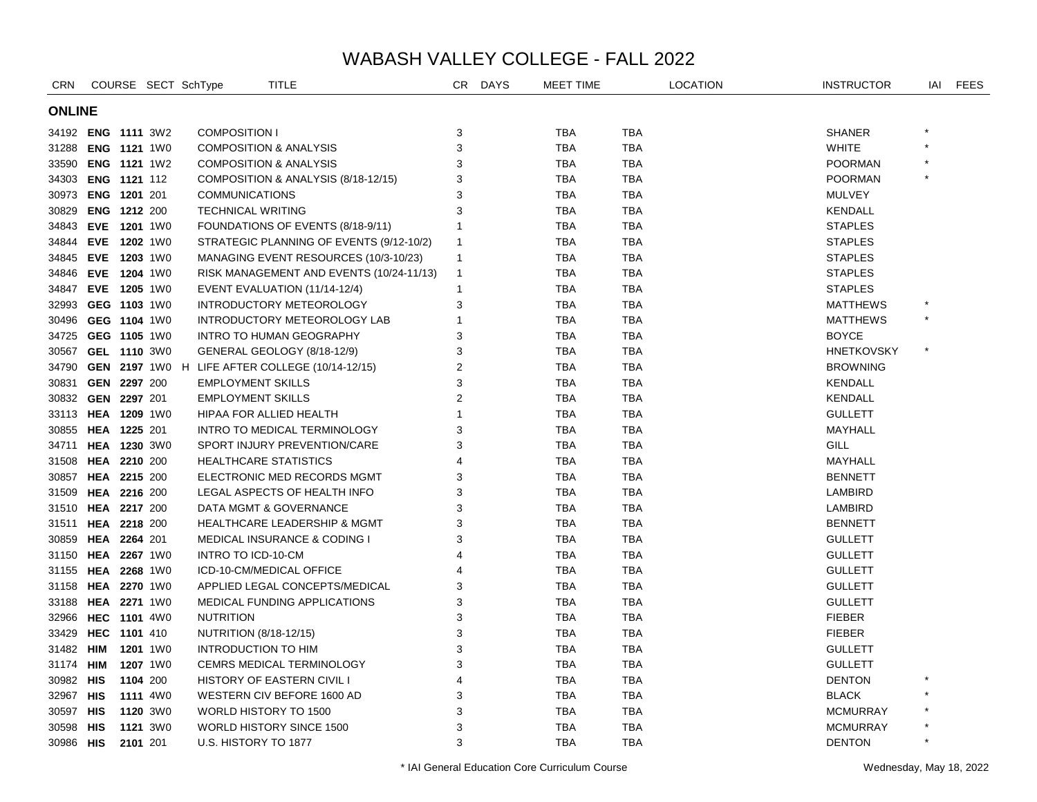# WABASH VALLEY COLLEGE - FALL 2022

## ONLINE

| CRN | COURSE | | SECT | SchType | TITLE | CR | DAYS | MEET TIME | LOCATION | INSTRUCTOR | IAI | FEES |
|---|---|---|---|---|---|---|---|---|---|---|---|---|
| 34192 | **ENG** | **1111** | 3W2 | | COMPOSITION I | 3 | | TBA | TBA | SHANER | * | |
| 31288 | **ENG** | **1121** | 1W0 | | COMPOSITION & ANALYSIS | 3 | | TBA | TBA | WHITE | * | |
| 33590 | **ENG** | **1121** | 1W2 | | COMPOSITION & ANALYSIS | 3 | | TBA | TBA | POORMAN | * | |
| 34303 | **ENG** | **1121** | 112 | | COMPOSITION & ANALYSIS (8/18-12/15) | 3 | | TBA | TBA | POORMAN | * | |
| 30973 | **ENG** | **1201** | 201 | | COMMUNICATIONS | 3 | | TBA | TBA | MULVEY | | |
| 30829 | **ENG** | **1212** | 200 | | TECHNICAL WRITING | 3 | | TBA | TBA | KENDALL | | |
| 34843 | **EVE** | **1201** | 1W0 | | FOUNDATIONS OF EVENTS (8/18-9/11) | 1 | | TBA | TBA | STAPLES | | |
| 34844 | **EVE** | **1202** | 1W0 | | STRATEGIC PLANNING OF EVENTS (9/12-10/2) | 1 | | TBA | TBA | STAPLES | | |
| 34845 | **EVE** | **1203** | 1W0 | | MANAGING EVENT RESOURCES (10/3-10/23) | 1 | | TBA | TBA | STAPLES | | |
| 34846 | **EVE** | **1204** | 1W0 | | RISK MANAGEMENT AND EVENTS (10/24-11/13) | 1 | | TBA | TBA | STAPLES | | |
| 34847 | **EVE** | **1205** | 1W0 | | EVENT EVALUATION (11/14-12/4) | 1 | | TBA | TBA | STAPLES | | |
| 32993 | **GEG** | **1103** | 1W0 | | INTRODUCTORY METEOROLOGY | 3 | | TBA | TBA | MATTHEWS | * | |
| 30496 | **GEG** | **1104** | 1W0 | | INTRODUCTORY METEOROLOGY LAB | 1 | | TBA | TBA | MATTHEWS | * | |
| 34725 | **GEG** | **1105** | 1W0 | | INTRO TO HUMAN GEOGRAPHY | 3 | | TBA | TBA | BOYCE | | |
| 30567 | **GEL** | **1110** | 3W0 | | GENERAL GEOLOGY (8/18-12/9) | 3 | | TBA | TBA | HNETKOVSKY | * | |
| 34790 | **GEN** | **2197** | 1W0 | H | LIFE AFTER COLLEGE (10/14-12/15) | 2 | | TBA | TBA | BROWNING | | |
| 30831 | **GEN** | **2297** | 200 | | EMPLOYMENT SKILLS | 3 | | TBA | TBA | KENDALL | | |
| 30832 | **GEN** | **2297** | 201 | | EMPLOYMENT SKILLS | 2 | | TBA | TBA | KENDALL | | |
| 33113 | **HEA** | **1209** | 1W0 | | HIPAA FOR ALLIED HEALTH | 1 | | TBA | TBA | GULLETT | | |
| 30855 | **HEA** | **1225** | 201 | | INTRO TO MEDICAL TERMINOLOGY | 3 | | TBA | TBA | MAYHALL | | |
| 34711 | **HEA** | **1230** | 3W0 | | SPORT INJURY PREVENTION/CARE | 3 | | TBA | TBA | GILL | | |
| 31508 | **HEA** | **2210** | 200 | | HEALTHCARE STATISTICS | 4 | | TBA | TBA | MAYHALL | | |
| 30857 | **HEA** | **2215** | 200 | | ELECTRONIC MED RECORDS MGMT | 3 | | TBA | TBA | BENNETT | | |
| 31509 | **HEA** | **2216** | 200 | | LEGAL ASPECTS OF HEALTH INFO | 3 | | TBA | TBA | LAMBIRD | | |
| 31510 | **HEA** | **2217** | 200 | | DATA MGMT & GOVERNANCE | 3 | | TBA | TBA | LAMBIRD | | |
| 31511 | **HEA** | **2218** | 200 | | HEALTHCARE LEADERSHIP & MGMT | 3 | | TBA | TBA | BENNETT | | |
| 30859 | **HEA** | **2264** | 201 | | MEDICAL INSURANCE & CODING I | 3 | | TBA | TBA | GULLETT | | |
| 31150 | **HEA** | **2267** | 1W0 | | INTRO TO ICD-10-CM | 4 | | TBA | TBA | GULLETT | | |
| 31155 | **HEA** | **2268** | 1W0 | | ICD-10-CM/MEDICAL OFFICE | 4 | | TBA | TBA | GULLETT | | |
| 31158 | **HEA** | **2270** | 1W0 | | APPLIED LEGAL CONCEPTS/MEDICAL | 3 | | TBA | TBA | GULLETT | | |
| 33188 | **HEA** | **2271** | 1W0 | | MEDICAL FUNDING APPLICATIONS | 3 | | TBA | TBA | GULLETT | | |
| 32966 | **HEC** | **1101** | 4W0 | | NUTRITION | 3 | | TBA | TBA | FIEBER | | |
| 33429 | **HEC** | **1101** | 410 | | NUTRITION (8/18-12/15) | 3 | | TBA | TBA | FIEBER | | |
| 31482 | **HIM** | **1201** | 1W0 | | INTRODUCTION TO HIM | 3 | | TBA | TBA | GULLETT | | |
| 31174 | **HIM** | **1207** | 1W0 | | CEMRS MEDICAL TERMINOLOGY | 3 | | TBA | TBA | GULLETT | | |
| 30982 | **HIS** | **1104** | 200 | | HISTORY OF EASTERN CIVIL I | 4 | | TBA | TBA | DENTON | * | |
| 32967 | **HIS** | **1111** | 4W0 | | WESTERN CIV BEFORE 1600 AD | 3 | | TBA | TBA | BLACK | * | |
| 30597 | **HIS** | **1120** | 3W0 | | WORLD HISTORY TO 1500 | 3 | | TBA | TBA | MCMURRAY | * | |
| 30598 | **HIS** | **1121** | 3W0 | | WORLD HISTORY SINCE 1500 | 3 | | TBA | TBA | MCMURRAY | * | |
| 30986 | **HIS** | **2101** | 201 | | U.S. HISTORY TO 1877 | 3 | | TBA | TBA | DENTON | * | |

* IAI General Education Core Curriculum Course

Wednesday, May 18, 2022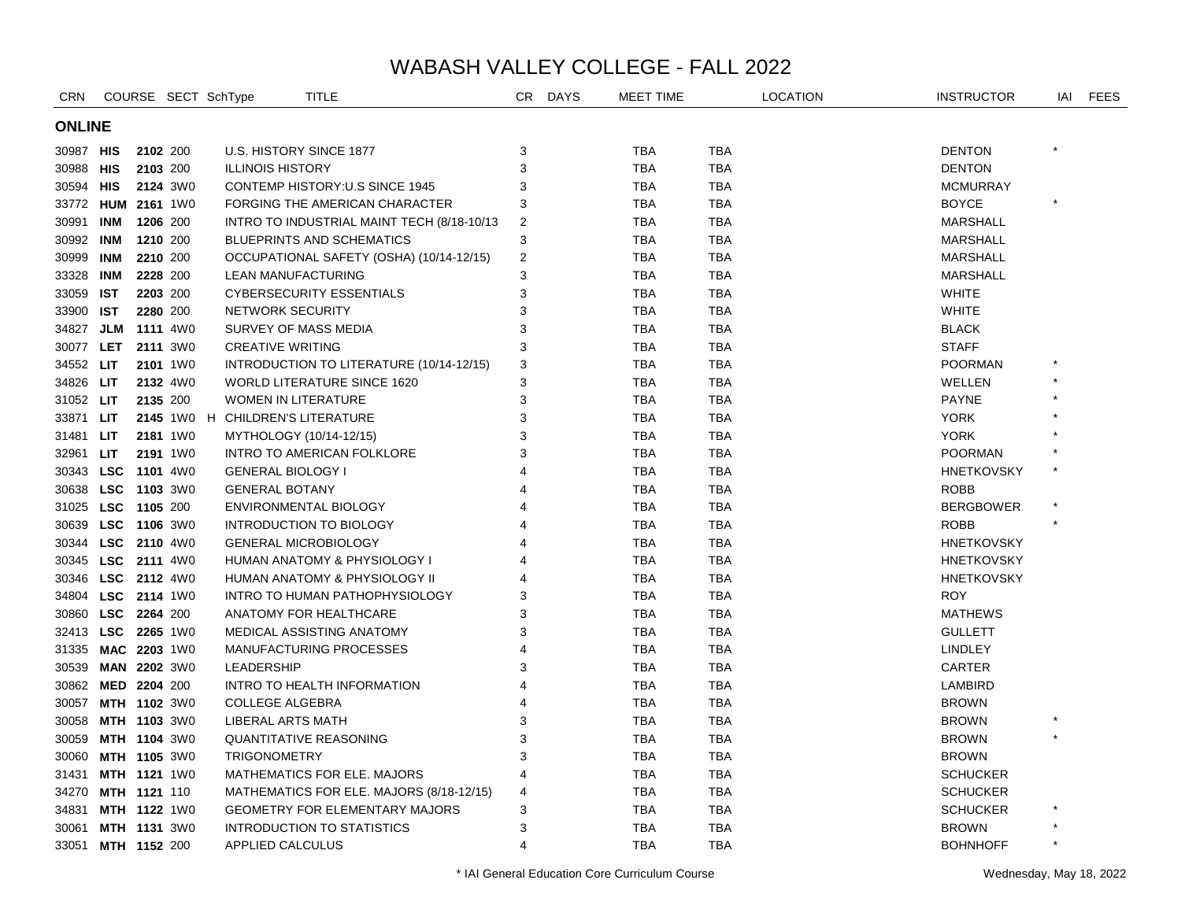# WABASH VALLEY COLLEGE - FALL 2022

## ONLINE

| CRN | COURSE | | SECT | SchType | TITLE | CR | DAYS | MEET TIME | LOCATION | INSTRUCTOR | IAI | FEES |
|---|---|---|---|---|---|---|---|---|---|---|---|---|
| 30987 | **HIS** | **2102** | 200 | | U.S. HISTORY SINCE 1877 | 3 | | TBA | TBA | DENTON | * | |
| 30988 | **HIS** | **2103** | 200 | | ILLINOIS HISTORY | 3 | | TBA | TBA | DENTON | | |
| 30594 | **HIS** | **2124** | 3W0 | | CONTEMP HISTORY:U.S SINCE 1945 | 3 | | TBA | TBA | MCMURRAY | | |
| 33772 | **HUM** | **2161** | 1W0 | | FORGING THE AMERICAN CHARACTER | 3 | | TBA | TBA | BOYCE | * | |
| 30991 | **INM** | **1206** | 200 | | INTRO TO INDUSTRIAL MAINT TECH (8/18-10/13 | 2 | | TBA | TBA | MARSHALL | | |
| 30992 | **INM** | **1210** | 200 | | BLUEPRINTS AND SCHEMATICS | 3 | | TBA | TBA | MARSHALL | | |
| 30999 | **INM** | **2210** | 200 | | OCCUPATIONAL SAFETY (OSHA) (10/14-12/15) | 2 | | TBA | TBA | MARSHALL | | |
| 33328 | **INM** | **2228** | 200 | | LEAN MANUFACTURING | 3 | | TBA | TBA | MARSHALL | | |
| 33059 | **IST** | **2203** | 200 | | CYBERSECURITY ESSENTIALS | 3 | | TBA | TBA | WHITE | | |
| 33900 | **IST** | **2280** | 200 | | NETWORK SECURITY | 3 | | TBA | TBA | WHITE | | |
| 34827 | **JLM** | **1111** | 4W0 | | SURVEY OF MASS MEDIA | 3 | | TBA | TBA | BLACK | | |
| 30077 | **LET** | **2111** | 3W0 | | CREATIVE WRITING | 3 | | TBA | TBA | STAFF | | |
| 34552 | **LIT** | **2101** | 1W0 | | INTRODUCTION TO LITERATURE (10/14-12/15) | 3 | | TBA | TBA | POORMAN | * | |
| 34826 | **LIT** | **2132** | 4W0 | | WORLD LITERATURE SINCE 1620 | 3 | | TBA | TBA | WELLEN | * | |
| 31052 | **LIT** | **2135** | 200 | | WOMEN IN LITERATURE | 3 | | TBA | TBA | PAYNE | * | |
| 33871 | **LIT** | **2145** | 1W0 | H | CHILDREN'S LITERATURE | 3 | | TBA | TBA | YORK | * | |
| 31481 | **LIT** | **2181** | 1W0 | | MYTHOLOGY (10/14-12/15) | 3 | | TBA | TBA | YORK | * | |
| 32961 | **LIT** | **2191** | 1W0 | | INTRO TO AMERICAN FOLKLORE | 3 | | TBA | TBA | POORMAN | * | |
| 30343 | **LSC** | **1101** | 4W0 | | GENERAL BIOLOGY I | 4 | | TBA | TBA | HNETKOVSKY | * | |
| 30638 | **LSC** | **1103** | 3W0 | | GENERAL BOTANY | 4 | | TBA | TBA | ROBB | | |
| 31025 | **LSC** | **1105** | 200 | | ENVIRONMENTAL BIOLOGY | 4 | | TBA | TBA | BERGBOWER | * | |
| 30639 | **LSC** | **1106** | 3W0 | | INTRODUCTION TO BIOLOGY | 4 | | TBA | TBA | ROBB | * | |
| 30344 | **LSC** | **2110** | 4W0 | | GENERAL MICROBIOLOGY | 4 | | TBA | TBA | HNETKOVSKY | | |
| 30345 | **LSC** | **2111** | 4W0 | | HUMAN ANATOMY & PHYSIOLOGY I | 4 | | TBA | TBA | HNETKOVSKY | | |
| 30346 | **LSC** | **2112** | 4W0 | | HUMAN ANATOMY & PHYSIOLOGY II | 4 | | TBA | TBA | HNETKOVSKY | | |
| 34804 | **LSC** | **2114** | 1W0 | | INTRO TO HUMAN PATHOPHYSIOLOGY | 3 | | TBA | TBA | ROY | | |
| 30860 | **LSC** | **2264** | 200 | | ANATOMY FOR HEALTHCARE | 3 | | TBA | TBA | MATHEWS | | |
| 32413 | **LSC** | **2265** | 1W0 | | MEDICAL ASSISTING ANATOMY | 3 | | TBA | TBA | GULLETT | | |
| 31335 | **MAC** | **2203** | 1W0 | | MANUFACTURING PROCESSES | 4 | | TBA | TBA | LINDLEY | | |
| 30539 | **MAN** | **2202** | 3W0 | | LEADERSHIP | 3 | | TBA | TBA | CARTER | | |
| 30862 | **MED** | **2204** | 200 | | INTRO TO HEALTH INFORMATION | 4 | | TBA | TBA | LAMBIRD | | |
| 30057 | **MTH** | **1102** | 3W0 | | COLLEGE ALGEBRA | 4 | | TBA | TBA | BROWN | | |
| 30058 | **MTH** | **1103** | 3W0 | | LIBERAL ARTS MATH | 3 | | TBA | TBA | BROWN | * | |
| 30059 | **MTH** | **1104** | 3W0 | | QUANTITATIVE REASONING | 3 | | TBA | TBA | BROWN | * | |
| 30060 | **MTH** | **1105** | 3W0 | | TRIGONOMETRY | 3 | | TBA | TBA | BROWN | | |
| 31431 | **MTH** | **1121** | 1W0 | | MATHEMATICS FOR ELE. MAJORS | 4 | | TBA | TBA | SCHUCKER | | |
| 34270 | **MTH** | **1121** | 110 | | MATHEMATICS FOR ELE. MAJORS (8/18-12/15) | 4 | | TBA | TBA | SCHUCKER | | |
| 34831 | **MTH** | **1122** | 1W0 | | GEOMETRY FOR ELEMENTARY MAJORS | 3 | | TBA | TBA | SCHUCKER | * | |
| 30061 | **MTH** | **1131** | 3W0 | | INTRODUCTION TO STATISTICS | 3 | | TBA | TBA | BROWN | * | |
| 33051 | **MTH** | **1152** | 200 | | APPLIED CALCULUS | 4 | | TBA | TBA | BOHNHOFF | * | |

\* IAI General Education Core Curriculum Course

Wednesday, May 18, 2022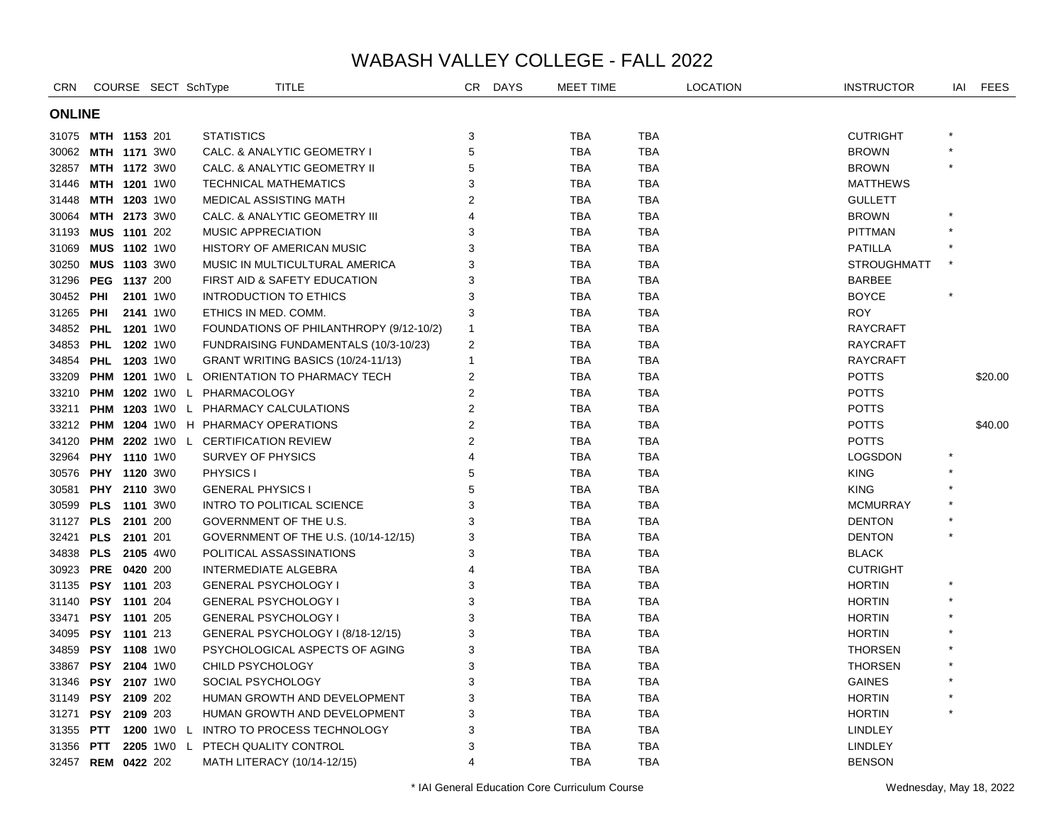# WABASH VALLEY COLLEGE - FALL 2022

## ONLINE

| CRN | COURSE | | SECT | SchType | TITLE | CR | DAYS | MEET TIME | LOCATION | | INSTRUCTOR | IAI | FEES |
|---|---|---|---|---|---|---|---|---|---|---|---|---|---|
| 31075 | **MTH** | **1153** | 201 | | STATISTICS | 3 | | TBA | TBA | | CUTRIGHT | * | |
| 30062 | **MTH** | **1171** | 3W0 | | CALC. & ANALYTIC GEOMETRY I | 5 | | TBA | TBA | | BROWN | * | |
| 32857 | **MTH** | **1172** | 3W0 | | CALC. & ANALYTIC GEOMETRY II | 5 | | TBA | TBA | | BROWN | * | |
| 31446 | **MTH** | **1201** | 1W0 | | TECHNICAL MATHEMATICS | 3 | | TBA | TBA | | MATTHEWS | | |
| 31448 | **MTH** | **1203** | 1W0 | | MEDICAL ASSISTING MATH | 2 | | TBA | TBA | | GULLETT | | |
| 30064 | **MTH** | **2173** | 3W0 | | CALC. & ANALYTIC GEOMETRY III | 4 | | TBA | TBA | | BROWN | * | |
| 31193 | **MUS** | **1101** | 202 | | MUSIC APPRECIATION | 3 | | TBA | TBA | | PITTMAN | * | |
| 31069 | **MUS** | **1102** | 1W0 | | HISTORY OF AMERICAN MUSIC | 3 | | TBA | TBA | | PATILLA | * | |
| 30250 | **MUS** | **1103** | 3W0 | | MUSIC IN MULTICULTURAL AMERICA | 3 | | TBA | TBA | | STROUGHMATT | * | |
| 31296 | **PEG** | **1137** | 200 | | FIRST AID & SAFETY EDUCATION | 3 | | TBA | TBA | | BARBEE | | |
| 30452 | **PHI** | **2101** | 1W0 | | INTRODUCTION TO ETHICS | 3 | | TBA | TBA | | BOYCE | * | |
| 31265 | **PHI** | **2141** | 1W0 | | ETHICS IN MED. COMM. | 3 | | TBA | TBA | | ROY | | |
| 34852 | **PHL** | **1201** | 1W0 | | FOUNDATIONS OF PHILANTHROPY (9/12-10/2) | 1 | | TBA | TBA | | RAYCRAFT | | |
| 34853 | **PHL** | **1202** | 1W0 | | FUNDRAISING FUNDAMENTALS (10/3-10/23) | 2 | | TBA | TBA | | RAYCRAFT | | |
| 34854 | **PHL** | **1203** | 1W0 | | GRANT WRITING BASICS (10/24-11/13) | 1 | | TBA | TBA | | RAYCRAFT | | |
| 33209 | **PHM** | **1201** | 1W0 | L | ORIENTATION TO PHARMACY TECH | 2 | | TBA | TBA | | POTTS | | $20.00 |
| 33210 | **PHM** | **1202** | 1W0 | L | PHARMACOLOGY | 2 | | TBA | TBA | | POTTS | | |
| 33211 | **PHM** | **1203** | 1W0 | L | PHARMACY CALCULATIONS | 2 | | TBA | TBA | | POTTS | | |
| 33212 | **PHM** | **1204** | 1W0 | H | PHARMACY OPERATIONS | 2 | | TBA | TBA | | POTTS | | $40.00 |
| 34120 | **PHM** | **2202** | 1W0 | L | CERTIFICATION REVIEW | 2 | | TBA | TBA | | POTTS | | |
| 32964 | **PHY** | **1110** | 1W0 | | SURVEY OF PHYSICS | 4 | | TBA | TBA | | LOGSDON | * | |
| 30576 | **PHY** | **1120** | 3W0 | | PHYSICS I | 5 | | TBA | TBA | | KING | * | |
| 30581 | **PHY** | **2110** | 3W0 | | GENERAL PHYSICS I | 5 | | TBA | TBA | | KING | * | |
| 30599 | **PLS** | **1101** | 3W0 | | INTRO TO POLITICAL SCIENCE | 3 | | TBA | TBA | | MCMURRAY | * | |
| 31127 | **PLS** | **2101** | 200 | | GOVERNMENT OF THE U.S. | 3 | | TBA | TBA | | DENTON | * | |
| 32421 | **PLS** | **2101** | 201 | | GOVERNMENT OF THE U.S. (10/14-12/15) | 3 | | TBA | TBA | | DENTON | * | |
| 34838 | **PLS** | **2105** | 4W0 | | POLITICAL ASSASSINATIONS | 3 | | TBA | TBA | | BLACK | | |
| 30923 | **PRE** | **0420** | 200 | | INTERMEDIATE ALGEBRA | 4 | | TBA | TBA | | CUTRIGHT | | |
| 31135 | **PSY** | **1101** | 203 | | GENERAL PSYCHOLOGY I | 3 | | TBA | TBA | | HORTIN | * | |
| 31140 | **PSY** | **1101** | 204 | | GENERAL PSYCHOLOGY I | 3 | | TBA | TBA | | HORTIN | * | |
| 33471 | **PSY** | **1101** | 205 | | GENERAL PSYCHOLOGY I | 3 | | TBA | TBA | | HORTIN | * | |
| 34095 | **PSY** | **1101** | 213 | | GENERAL PSYCHOLOGY I (8/18-12/15) | 3 | | TBA | TBA | | HORTIN | * | |
| 34859 | **PSY** | **1108** | 1W0 | | PSYCHOLOGICAL ASPECTS OF AGING | 3 | | TBA | TBA | | THORSEN | * | |
| 33867 | **PSY** | **2104** | 1W0 | | CHILD PSYCHOLOGY | 3 | | TBA | TBA | | THORSEN | * | |
| 31346 | **PSY** | **2107** | 1W0 | | SOCIAL PSYCHOLOGY | 3 | | TBA | TBA | | GAINES | * | |
| 31149 | **PSY** | **2109** | 202 | | HUMAN GROWTH AND DEVELOPMENT | 3 | | TBA | TBA | | HORTIN | * | |
| 31271 | **PSY** | **2109** | 203 | | HUMAN GROWTH AND DEVELOPMENT | 3 | | TBA | TBA | | HORTIN | * | |
| 31355 | **PTT** | **1200** | 1W0 | L | INTRO TO PROCESS TECHNOLOGY | 3 | | TBA | TBA | | LINDLEY | | |
| 31356 | **PTT** | **2205** | 1W0 | L | PTECH QUALITY CONTROL | 3 | | TBA | TBA | | LINDLEY | | |
| 32457 | **REM** | **0422** | 202 | | MATH LITERACY (10/14-12/15) | 4 | | TBA | TBA | | BENSON | | |

\* IAI General Education Core Curriculum Course

Wednesday, May 18, 2022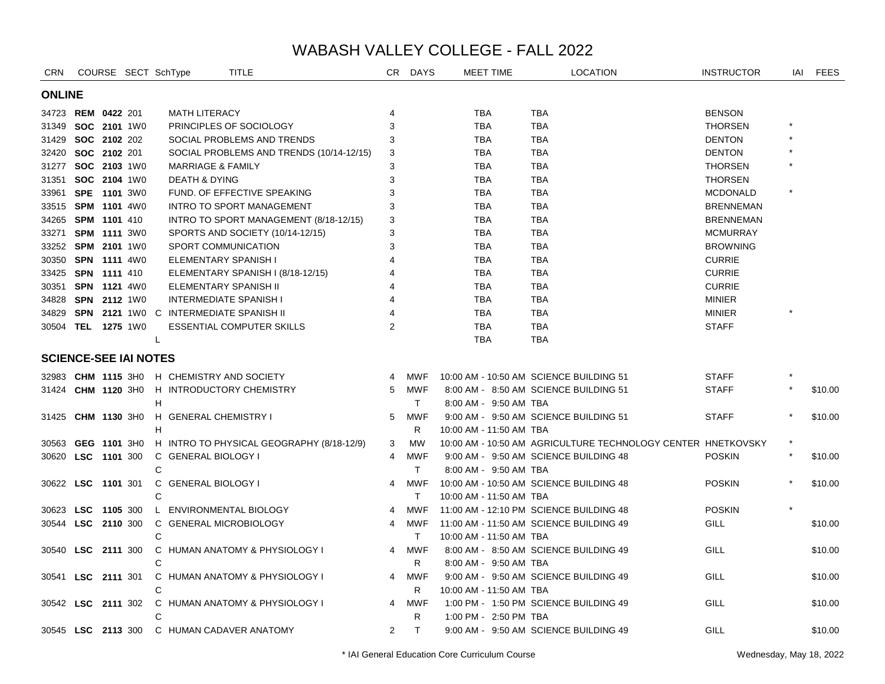# WABASH VALLEY COLLEGE - FALL 2022

| CRN | COURSE | SECT | SchType | TITLE | CR | DAYS | MEET TIME | LOCATION | INSTRUCTOR | IAI | FEES |
|---|---|---|---|---|---|---|---|---|---|---|---|
| **ONLINE** | | | | | | | | | | | |
| 34723 | **REM 0422** | 201 | | MATH LITERACY | 4 | | TBA | TBA | BENSON | | |
| 31349 | **SOC 2101** | 1W0 | | PRINCIPLES OF SOCIOLOGY | 3 | | TBA | TBA | THORSEN | * | |
| 31429 | **SOC 2102** | 202 | | SOCIAL PROBLEMS AND TRENDS | 3 | | TBA | TBA | DENTON | * | |
| 32420 | **SOC 2102** | 201 | | SOCIAL PROBLEMS AND TRENDS (10/14-12/15) | 3 | | TBA | TBA | DENTON | * | |
| 31277 | **SOC 2103** | 1W0 | | MARRIAGE & FAMILY | 3 | | TBA | TBA | THORSEN | * | |
| 31351 | **SOC 2104** | 1W0 | | DEATH & DYING | 3 | | TBA | TBA | THORSEN | | |
| 33961 | **SPE 1101** | 3W0 | | FUND. OF EFFECTIVE SPEAKING | 3 | | TBA | TBA | MCDONALD | * | |
| 33515 | **SPM 1101** | 4W0 | | INTRO TO SPORT MANAGEMENT | 3 | | TBA | TBA | BRENNEMAN | | |
| 34265 | **SPM 1101** | 410 | | INTRO TO SPORT MANAGEMENT (8/18-12/15) | 3 | | TBA | TBA | BRENNEMAN | | |
| 33271 | **SPM 1111** | 3W0 | | SPORTS AND SOCIETY (10/14-12/15) | 3 | | TBA | TBA | MCMURRAY | | |
| 33252 | **SPM 2101** | 1W0 | | SPORT COMMUNICATION | 3 | | TBA | TBA | BROWNING | | |
| 30350 | **SPN 1111** | 4W0 | | ELEMENTARY SPANISH I | 4 | | TBA | TBA | CURRIE | | |
| 33425 | **SPN 1111** | 410 | | ELEMENTARY SPANISH I (8/18-12/15) | 4 | | TBA | TBA | CURRIE | | |
| 30351 | **SPN 1121** | 4W0 | | ELEMENTARY SPANISH II | 4 | | TBA | TBA | CURRIE | | |
| 34828 | **SPN 2112** | 1W0 | | INTERMEDIATE SPANISH I | 4 | | TBA | TBA | MINIER | | |
| 34829 | **SPN 2121** | 1W0 | C | INTERMEDIATE SPANISH II | 4 | | TBA | TBA | MINIER | * | |
| 30504 | **TEL 1275** | 1W0 | | ESSENTIAL COMPUTER SKILLS | 2 | | TBA | TBA | STAFF | | |
| | | | L | | | | TBA | TBA | | | |
| **SCIENCE-SEE IAI NOTES** | | | | | | | | | | | |
| 32983 | **CHM 1115** | 3H0 | H | CHEMISTRY AND SOCIETY | 4 | MWF | 10:00 AM - 10:50 AM | SCIENCE BUILDING 51 | STAFF | * | |
| 31424 | **CHM 1120** | 3H0 | H | INTRODUCTORY CHEMISTRY | 5 | MWF | 8:00 AM - 8:50 AM | SCIENCE BUILDING 51 | STAFF | * | $10.00 |
| | | | H | | | T | 8:00 AM - 9:50 AM | TBA | | | |
| 31425 | **CHM 1130** | 3H0 | H | GENERAL CHEMISTRY I | 5 | MWF | 9:00 AM - 9:50 AM | SCIENCE BUILDING 51 | STAFF | * | $10.00 |
| | | | H | | | R | 10:00 AM - 11:50 AM | TBA | | | |
| 30563 | **GEG 1101** | 3H0 | H | INTRO TO PHYSICAL GEOGRAPHY (8/18-12/9) | 3 | MW | 10:00 AM - 10:50 AM | AGRICULTURE TECHNOLOGY CENTER | HNETKOVSKY | * | |
| 30620 | **LSC 1101** | 300 | C | GENERAL BIOLOGY I | 4 | MWF | 9:00 AM - 9:50 AM | SCIENCE BUILDING 48 | POSKIN | * | $10.00 |
| | | | C | | | T | 8:00 AM - 9:50 AM | TBA | | | |
| 30622 | **LSC 1101** | 301 | C | GENERAL BIOLOGY I | 4 | MWF | 10:00 AM - 10:50 AM | SCIENCE BUILDING 48 | POSKIN | * | $10.00 |
| | | | C | | | T | 10:00 AM - 11:50 AM | TBA | | | |
| 30623 | **LSC 1105** | 300 | L | ENVIRONMENTAL BIOLOGY | 4 | MWF | 11:00 AM - 12:10 PM | SCIENCE BUILDING 48 | POSKIN | * | |
| 30544 | **LSC 2110** | 300 | C | GENERAL MICROBIOLOGY | 4 | MWF | 11:00 AM - 11:50 AM | SCIENCE BUILDING 49 | GILL | | $10.00 |
| | | | C | | | T | 10:00 AM - 11:50 AM | TBA | | | |
| 30540 | **LSC 2111** | 300 | C | HUMAN ANATOMY & PHYSIOLOGY I | 4 | MWF | 8:00 AM - 8:50 AM | SCIENCE BUILDING 49 | GILL | | $10.00 |
| | | | C | | | R | 8:00 AM - 9:50 AM | TBA | | | |
| 30541 | **LSC 2111** | 301 | C | HUMAN ANATOMY & PHYSIOLOGY I | 4 | MWF | 9:00 AM - 9:50 AM | SCIENCE BUILDING 49 | GILL | | $10.00 |
| | | | C | | | R | 10:00 AM - 11:50 AM | TBA | | | |
| 30542 | **LSC 2111** | 302 | C | HUMAN ANATOMY & PHYSIOLOGY I | 4 | MWF | 1:00 PM - 1:50 PM | SCIENCE BUILDING 49 | GILL | | $10.00 |
| | | | C | | | R | 1:00 PM - 2:50 PM | TBA | | | |
| 30545 | **LSC 2113** | 300 | C | HUMAN CADAVER ANATOMY | 2 | T | 9:00 AM - 9:50 AM | SCIENCE BUILDING 49 | GILL | | $10.00 |

* IAI General Education Core Curriculum Course

Wednesday, May 18, 2022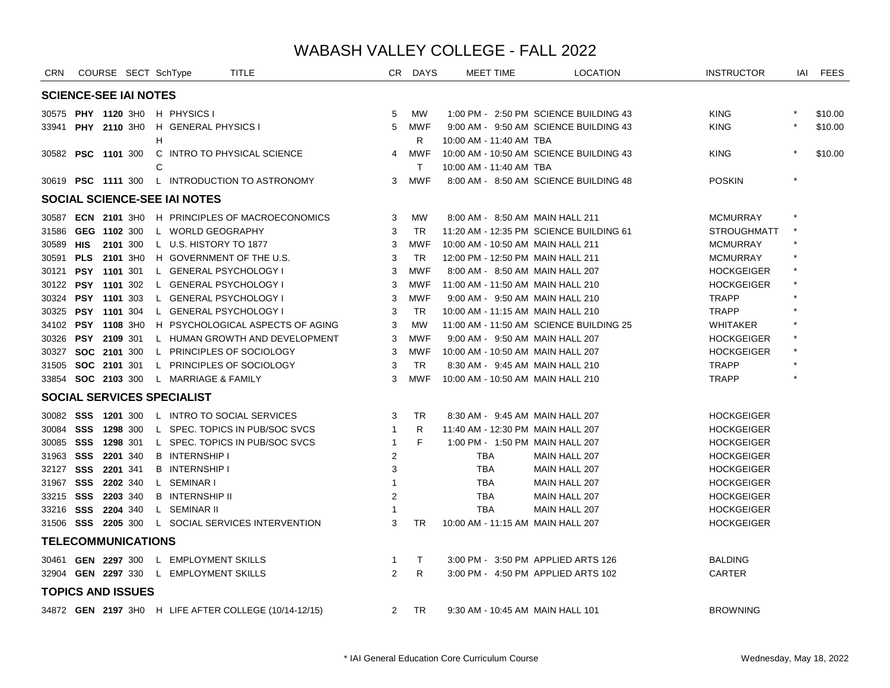# WABASH VALLEY COLLEGE - FALL 2022

| CRN | COURSE | SECT | SchType | TITLE | CR | DAYS | MEET TIME | LOCATION | INSTRUCTOR | IAI | FEES |
|---|---|---|---|---|---|---|---|---|---|---|---|
| **SCIENCE-SEE IAI NOTES** | | | | | | | | | | | |
| 30575 | **PHY 1120** | 3H0 | H | PHYSICS I | 5 | MW | 1:00 PM - 2:50 PM | SCIENCE BUILDING 43 | KING | * | $10.00 |
| 33941 | **PHY 2110** | 3H0 | H | GENERAL PHYSICS I | 5 | MWF | 9:00 AM - 9:50 AM | SCIENCE BUILDING 43 | KING | * | $10.00 |
| | | | H | | | R | 10:00 AM - 11:40 AM | TBA | | | |
| 30582 | **PSC 1101** | 300 | C | INTRO TO PHYSICAL SCIENCE | 4 | MWF | 10:00 AM - 10:50 AM | SCIENCE BUILDING 43 | KING | * | $10.00 |
| | | | C | | | T | 10:00 AM - 11:40 AM | TBA | | | |
| 30619 | **PSC 1111** | 300 | L | INTRODUCTION TO ASTRONOMY | 3 | MWF | 8:00 AM - 8:50 AM | SCIENCE BUILDING 48 | POSKIN | * | |
| **SOCIAL SCIENCE-SEE IAI NOTES** | | | | | | | | | | | |
| 30587 | **ECN 2101** | 3H0 | H | PRINCIPLES OF MACROECONOMICS | 3 | MW | 8:00 AM - 8:50 AM | MAIN HALL 211 | MCMURRAY | * | |
| 31586 | **GEG 1102** | 300 | L | WORLD GEOGRAPHY | 3 | TR | 11:20 AM - 12:35 PM | SCIENCE BUILDING 61 | STROUGHMATT | * | |
| 30589 | **HIS 2101** | 300 | L | U.S. HISTORY TO 1877 | 3 | MWF | 10:00 AM - 10:50 AM | MAIN HALL 211 | MCMURRAY | * | |
| 30591 | **PLS 2101** | 3H0 | H | GOVERNMENT OF THE U.S. | 3 | TR | 12:00 PM - 12:50 PM | MAIN HALL 211 | MCMURRAY | * | |
| 30121 | **PSY 1101** | 301 | L | GENERAL PSYCHOLOGY I | 3 | MWF | 8:00 AM - 8:50 AM | MAIN HALL 207 | HOCKGEIGER | * | |
| 30122 | **PSY 1101** | 302 | L | GENERAL PSYCHOLOGY I | 3 | MWF | 11:00 AM - 11:50 AM | MAIN HALL 210 | HOCKGEIGER | * | |
| 30324 | **PSY 1101** | 303 | L | GENERAL PSYCHOLOGY I | 3 | MWF | 9:00 AM - 9:50 AM | MAIN HALL 210 | TRAPP | * | |
| 30325 | **PSY 1101** | 304 | L | GENERAL PSYCHOLOGY I | 3 | TR | 10:00 AM - 11:15 AM | MAIN HALL 210 | TRAPP | * | |
| 34102 | **PSY 1108** | 3H0 | H | PSYCHOLOGICAL ASPECTS OF AGING | 3 | MW | 11:00 AM - 11:50 AM | SCIENCE BUILDING 25 | WHITAKER | * | |
| 30326 | **PSY 2109** | 301 | L | HUMAN GROWTH AND DEVELOPMENT | 3 | MWF | 9:00 AM - 9:50 AM | MAIN HALL 207 | HOCKGEIGER | * | |
| 30327 | **SOC 2101** | 300 | L | PRINCIPLES OF SOCIOLOGY | 3 | MWF | 10:00 AM - 10:50 AM | MAIN HALL 207 | HOCKGEIGER | * | |
| 31505 | **SOC 2101** | 301 | L | PRINCIPLES OF SOCIOLOGY | 3 | TR | 8:30 AM - 9:45 AM | MAIN HALL 210 | TRAPP | * | |
| 33854 | **SOC 2103** | 300 | L | MARRIAGE & FAMILY | 3 | MWF | 10:00 AM - 10:50 AM | MAIN HALL 210 | TRAPP | * | |
| **SOCIAL SERVICES SPECIALIST** | | | | | | | | | | | |
| 30082 | **SSS 1201** | 300 | L | INTRO TO SOCIAL SERVICES | 3 | TR | 8:30 AM - 9:45 AM | MAIN HALL 207 | HOCKGEIGER | | |
| 30084 | **SSS 1298** | 300 | L | SPEC. TOPICS IN PUB/SOC SVCS | 1 | R | 11:40 AM - 12:30 PM | MAIN HALL 207 | HOCKGEIGER | | |
| 30085 | **SSS 1298** | 301 | L | SPEC. TOPICS IN PUB/SOC SVCS | 1 | F | 1:00 PM - 1:50 PM | MAIN HALL 207 | HOCKGEIGER | | |
| 31963 | **SSS 2201** | 340 | B | INTERNSHIP I | 2 | | TBA | MAIN HALL 207 | HOCKGEIGER | | |
| 32127 | **SSS 2201** | 341 | B | INTERNSHIP I | 3 | | TBA | MAIN HALL 207 | HOCKGEIGER | | |
| 31967 | **SSS 2202** | 340 | L | SEMINAR I | 1 | | TBA | MAIN HALL 207 | HOCKGEIGER | | |
| 33215 | **SSS 2203** | 340 | B | INTERNSHIP II | 2 | | TBA | MAIN HALL 207 | HOCKGEIGER | | |
| 33216 | **SSS 2204** | 340 | L | SEMINAR II | 1 | | TBA | MAIN HALL 207 | HOCKGEIGER | | |
| 31506 | **SSS 2205** | 300 | L | SOCIAL SERVICES INTERVENTION | 3 | TR | 10:00 AM - 11:15 AM | MAIN HALL 207 | HOCKGEIGER | | |
| **TELECOMMUNICATIONS** | | | | | | | | | | | |
| 30461 | **GEN 2297** | 300 | L | EMPLOYMENT SKILLS | 1 | T | 3:00 PM - 3:50 PM | APPLIED ARTS 126 | BALDING | | |
| 32904 | **GEN 2297** | 330 | L | EMPLOYMENT SKILLS | 2 | R | 3:00 PM - 4:50 PM | APPLIED ARTS 102 | CARTER | | |
| **TOPICS AND ISSUES** | | | | | | | | | | | |
| 34872 | **GEN 2197** | 3H0 | H | LIFE AFTER COLLEGE (10/14-12/15) | 2 | TR | 9:30 AM - 10:45 AM | MAIN HALL 101 | BROWNING | | |

* IAI General Education Core Curriculum Course

Wednesday, May 18, 2022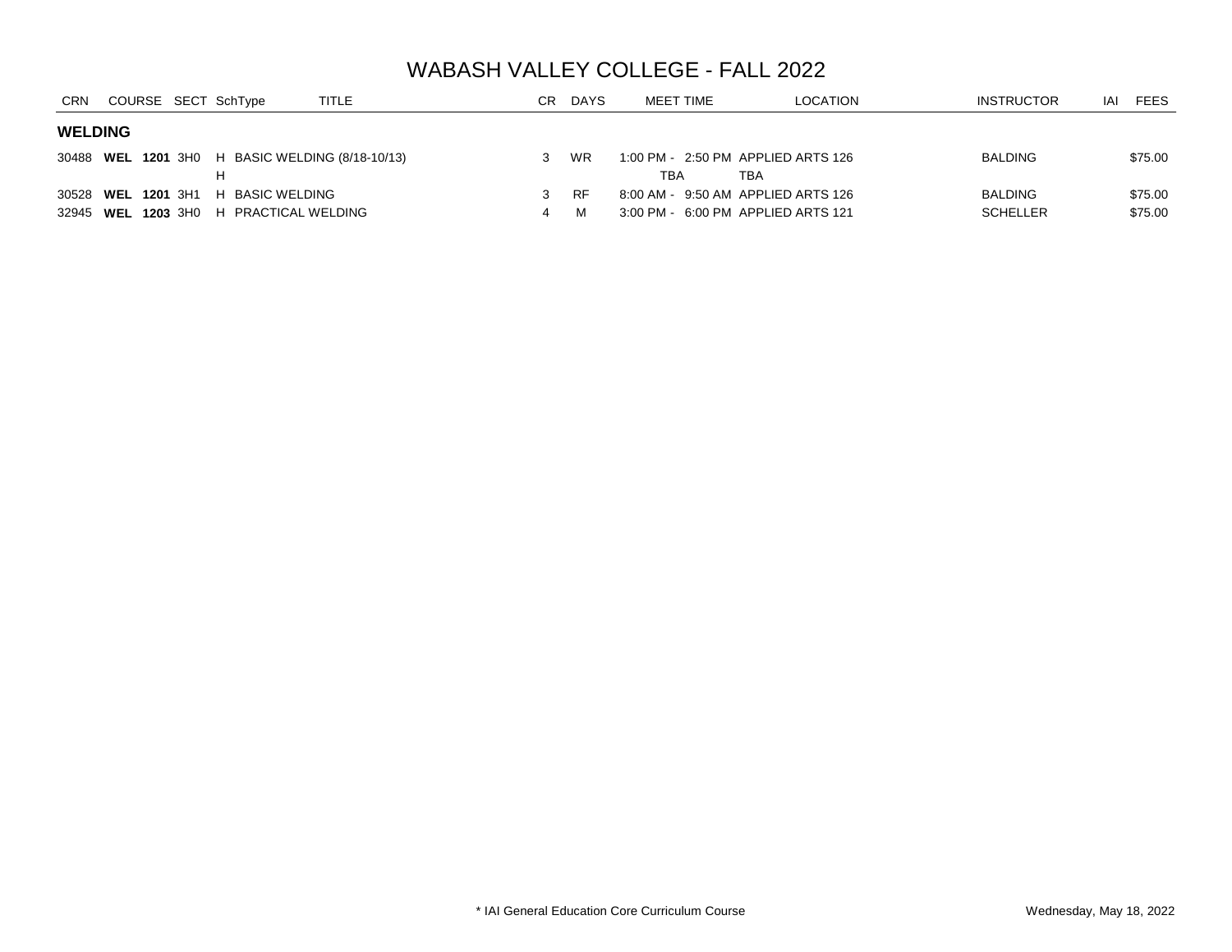# WABASH VALLEY COLLEGE - FALL 2022

| CRN | COURSE | SECT | SchType | TITLE | CR | DAYS | MEET TIME | LOCATION | INSTRUCTOR | IAI | FEES |
|---|---|---|---|---|---|---|---|---|---|---|---|
| **WELDING** | | | | | | | | | | | |
| 30488 | **WEL 1201** | 3H0 | H | BASIC WELDING (8/18-10/13) | 3 | WR | 1:00 PM - 2:50 PM | APPLIED ARTS 126 | BALDING | | $75.00 |
| | | | H | | | | TBA | TBA | | | |
| 30528 | **WEL 1201** | 3H1 | H | BASIC WELDING | 3 | RF | 8:00 AM - 9:50 AM | APPLIED ARTS 126 | BALDING | | $75.00 |
| 32945 | **WEL 1203** | 3H0 | H | PRACTICAL WELDING | 4 | M | 3:00 PM - 6:00 PM | APPLIED ARTS 121 | SCHELLER | | $75.00 |

* IAI General Education Core Curriculum Course

Wednesday, May 18, 2022